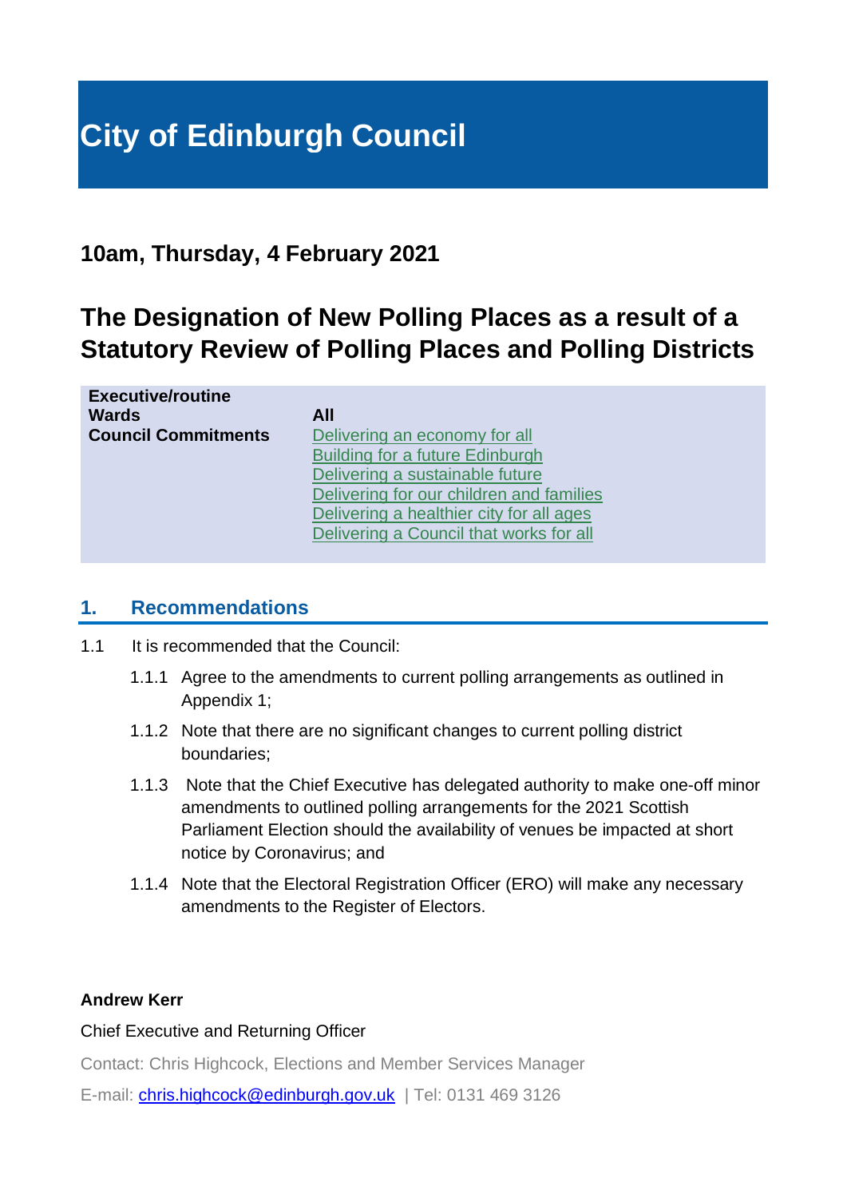# City of Edinburgh Council

## 10am, Thursday, 4 February 2021

## The Designation of New Polling Places as a result of a Statutory Review of Polling Places and Polling Districts

| | |
|---|---|
| **Executive/routine** | |
| **Wards** | **All** |
| **Council Commitments** | Delivering an economy for all<br>Building for a future Edinburgh<br>Delivering a sustainable future<br>Delivering for our children and families<br>Delivering a healthier city for all ages<br>Delivering a Council that works for all |

## 1. Recommendations

1.1 It is recommended that the Council:

1.1.1 Agree to the amendments to current polling arrangements as outlined in Appendix 1;

1.1.2 Note that there are no significant changes to current polling district boundaries;

1.1.3 Note that the Chief Executive has delegated authority to make one-off minor amendments to outlined polling arrangements for the 2021 Scottish Parliament Election should the availability of venues be impacted at short notice by Coronavirus; and

1.1.4 Note that the Electoral Registration Officer (ERO) will make any necessary amendments to the Register of Electors.

**Andrew Kerr**

Chief Executive and Returning Officer

Contact: Chris Highcock, Elections and Member Services Manager

E-mail: chris.highcock@edinburgh.gov.uk | Tel: 0131 469 3126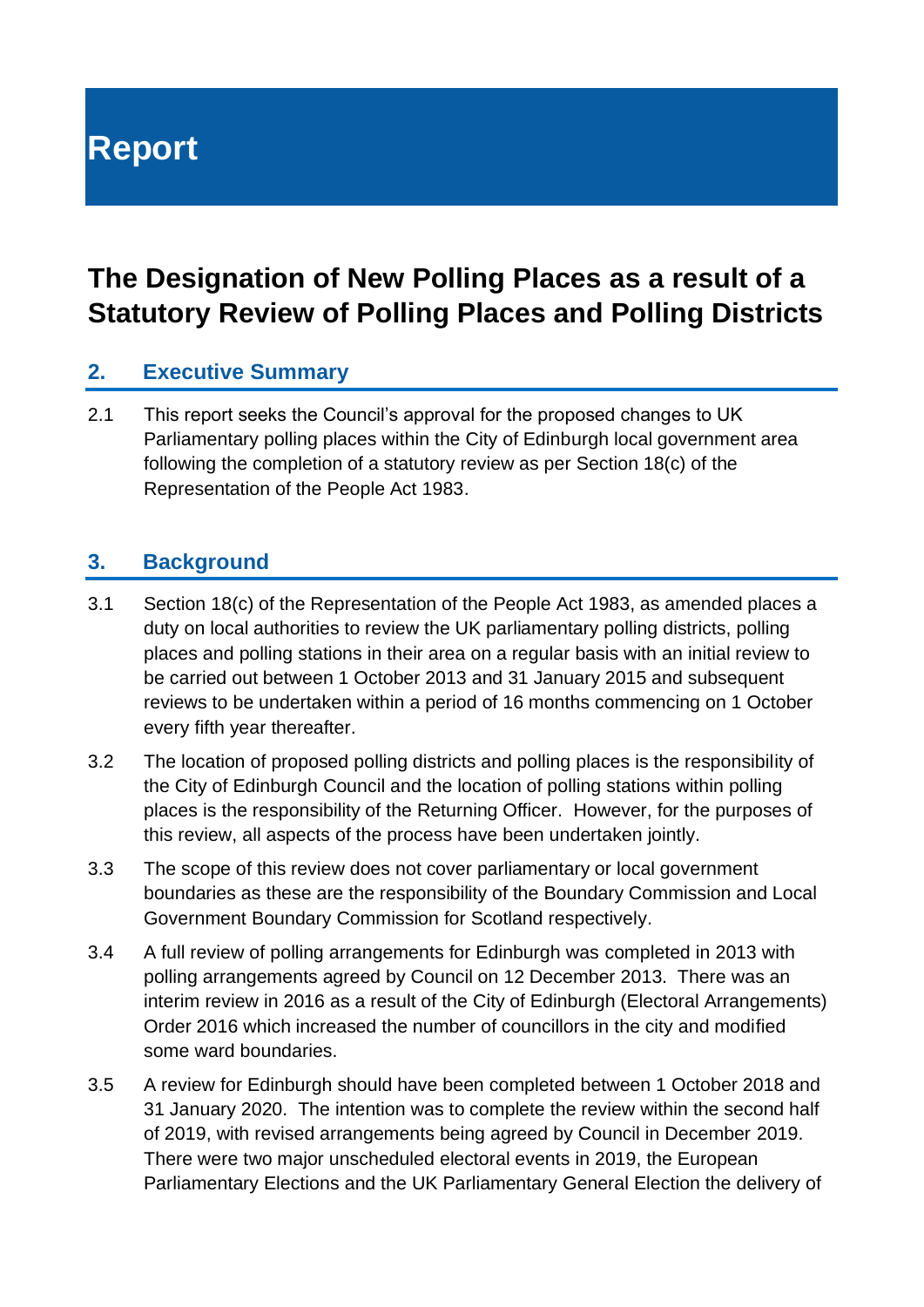# Report

## The Designation of New Polling Places as a result of a Statutory Review of Polling Places and Polling Districts

### 2. Executive Summary

2.1 This report seeks the Council's approval for the proposed changes to UK Parliamentary polling places within the City of Edinburgh local government area following the completion of a statutory review as per Section 18(c) of the Representation of the People Act 1983.

### 3. Background

3.1 Section 18(c) of the Representation of the People Act 1983, as amended places a duty on local authorities to review the UK parliamentary polling districts, polling places and polling stations in their area on a regular basis with an initial review to be carried out between 1 October 2013 and 31 January 2015 and subsequent reviews to be undertaken within a period of 16 months commencing on 1 October every fifth year thereafter.

3.2 The location of proposed polling districts and polling places is the responsibility of the City of Edinburgh Council and the location of polling stations within polling places is the responsibility of the Returning Officer. However, for the purposes of this review, all aspects of the process have been undertaken jointly.

3.3 The scope of this review does not cover parliamentary or local government boundaries as these are the responsibility of the Boundary Commission and Local Government Boundary Commission for Scotland respectively.

3.4 A full review of polling arrangements for Edinburgh was completed in 2013 with polling arrangements agreed by Council on 12 December 2013. There was an interim review in 2016 as a result of the City of Edinburgh (Electoral Arrangements) Order 2016 which increased the number of councillors in the city and modified some ward boundaries.

3.5 A review for Edinburgh should have been completed between 1 October 2018 and 31 January 2020. The intention was to complete the review within the second half of 2019, with revised arrangements being agreed by Council in December 2019. There were two major unscheduled electoral events in 2019, the European Parliamentary Elections and the UK Parliamentary General Election the delivery of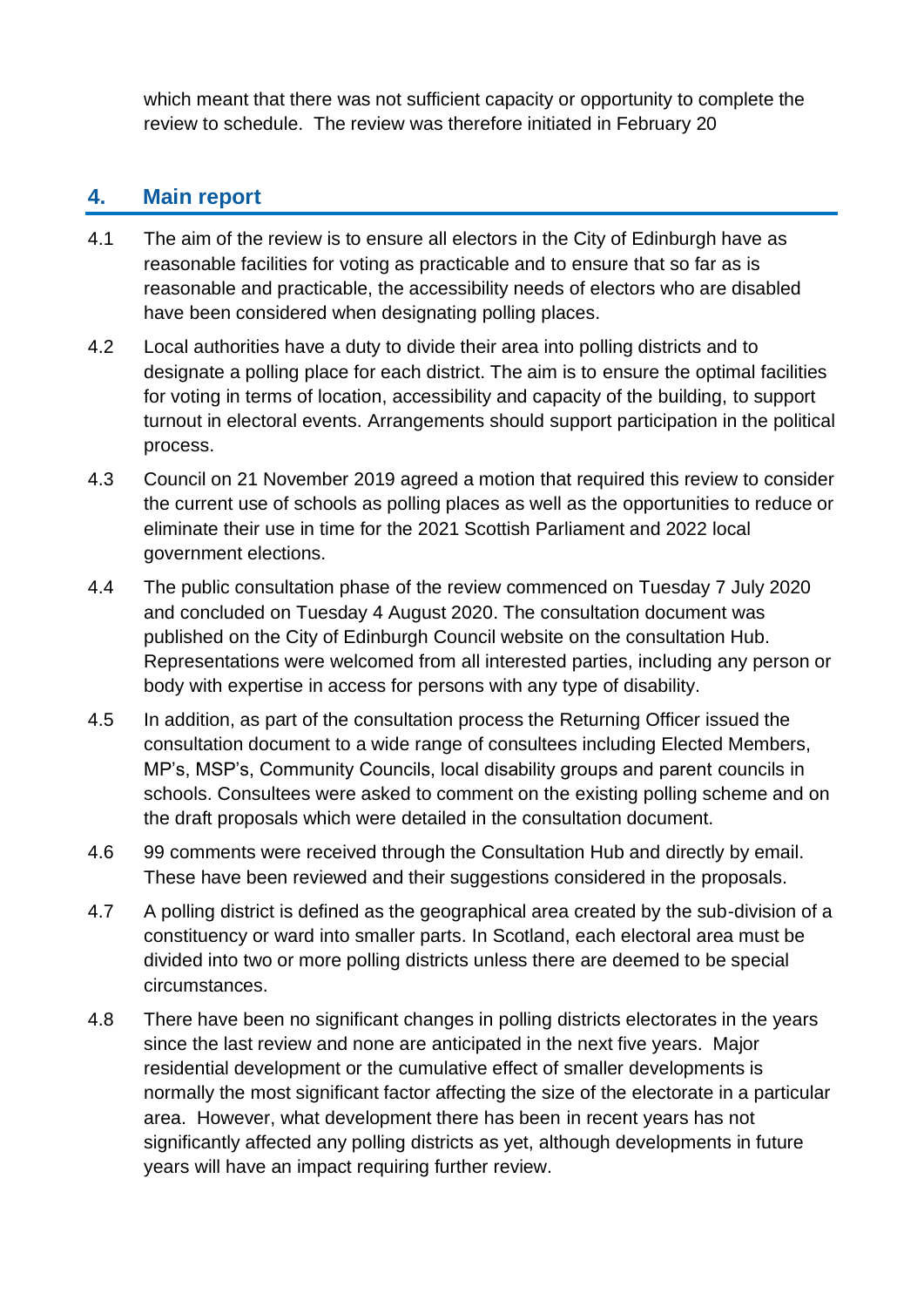which meant that there was not sufficient capacity or opportunity to complete the review to schedule. The review was therefore initiated in February 20

## 4. Main report

4.1 The aim of the review is to ensure all electors in the City of Edinburgh have as reasonable facilities for voting as practicable and to ensure that so far as is reasonable and practicable, the accessibility needs of electors who are disabled have been considered when designating polling places.

4.2 Local authorities have a duty to divide their area into polling districts and to designate a polling place for each district. The aim is to ensure the optimal facilities for voting in terms of location, accessibility and capacity of the building, to support turnout in electoral events. Arrangements should support participation in the political process.

4.3 Council on 21 November 2019 agreed a motion that required this review to consider the current use of schools as polling places as well as the opportunities to reduce or eliminate their use in time for the 2021 Scottish Parliament and 2022 local government elections.

4.4 The public consultation phase of the review commenced on Tuesday 7 July 2020 and concluded on Tuesday 4 August 2020. The consultation document was published on the City of Edinburgh Council website on the consultation Hub. Representations were welcomed from all interested parties, including any person or body with expertise in access for persons with any type of disability.

4.5 In addition, as part of the consultation process the Returning Officer issued the consultation document to a wide range of consultees including Elected Members, MP's, MSP's, Community Councils, local disability groups and parent councils in schools. Consultees were asked to comment on the existing polling scheme and on the draft proposals which were detailed in the consultation document.

4.6 99 comments were received through the Consultation Hub and directly by email. These have been reviewed and their suggestions considered in the proposals.

4.7 A polling district is defined as the geographical area created by the sub-division of a constituency or ward into smaller parts. In Scotland, each electoral area must be divided into two or more polling districts unless there are deemed to be special circumstances.

4.8 There have been no significant changes in polling districts electorates in the years since the last review and none are anticipated in the next five years. Major residential development or the cumulative effect of smaller developments is normally the most significant factor affecting the size of the electorate in a particular area. However, what development there has been in recent years has not significantly affected any polling districts as yet, although developments in future years will have an impact requiring further review.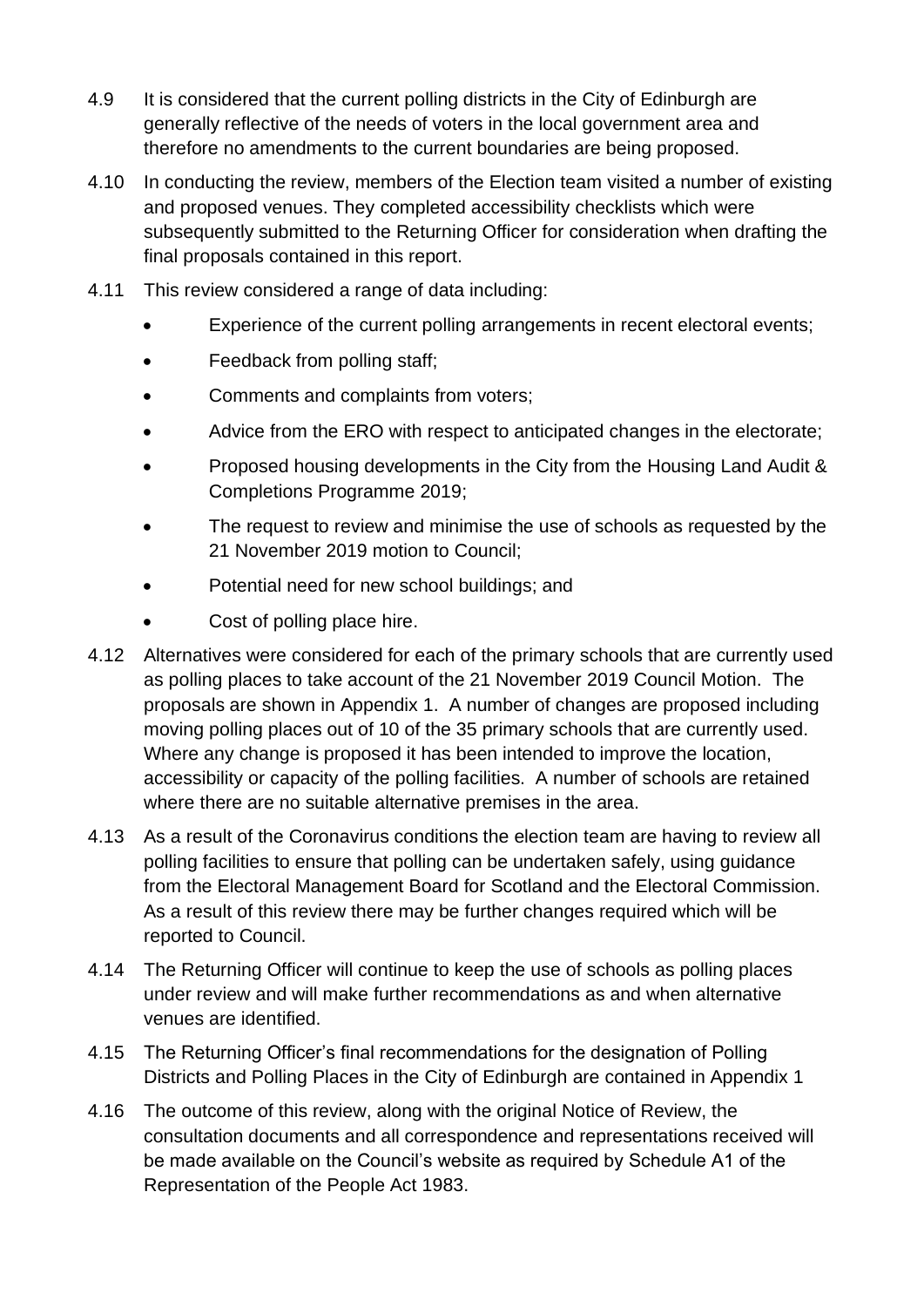4.9 It is considered that the current polling districts in the City of Edinburgh are generally reflective of the needs of voters in the local government area and therefore no amendments to the current boundaries are being proposed.

4.10 In conducting the review, members of the Election team visited a number of existing and proposed venues. They completed accessibility checklists which were subsequently submitted to the Returning Officer for consideration when drafting the final proposals contained in this report.

4.11 This review considered a range of data including:

- Experience of the current polling arrangements in recent electoral events;
- Feedback from polling staff;
- Comments and complaints from voters;
- Advice from the ERO with respect to anticipated changes in the electorate;
- Proposed housing developments in the City from the Housing Land Audit & Completions Programme 2019;
- The request to review and minimise the use of schools as requested by the 21 November 2019 motion to Council;
- Potential need for new school buildings; and
- Cost of polling place hire.

4.12 Alternatives were considered for each of the primary schools that are currently used as polling places to take account of the 21 November 2019 Council Motion. The proposals are shown in Appendix 1. A number of changes are proposed including moving polling places out of 10 of the 35 primary schools that are currently used. Where any change is proposed it has been intended to improve the location, accessibility or capacity of the polling facilities. A number of schools are retained where there are no suitable alternative premises in the area.

4.13 As a result of the Coronavirus conditions the election team are having to review all polling facilities to ensure that polling can be undertaken safely, using guidance from the Electoral Management Board for Scotland and the Electoral Commission. As a result of this review there may be further changes required which will be reported to Council.

4.14 The Returning Officer will continue to keep the use of schools as polling places under review and will make further recommendations as and when alternative venues are identified.

4.15 The Returning Officer's final recommendations for the designation of Polling Districts and Polling Places in the City of Edinburgh are contained in Appendix 1

4.16 The outcome of this review, along with the original Notice of Review, the consultation documents and all correspondence and representations received will be made available on the Council's website as required by Schedule A1 of the Representation of the People Act 1983.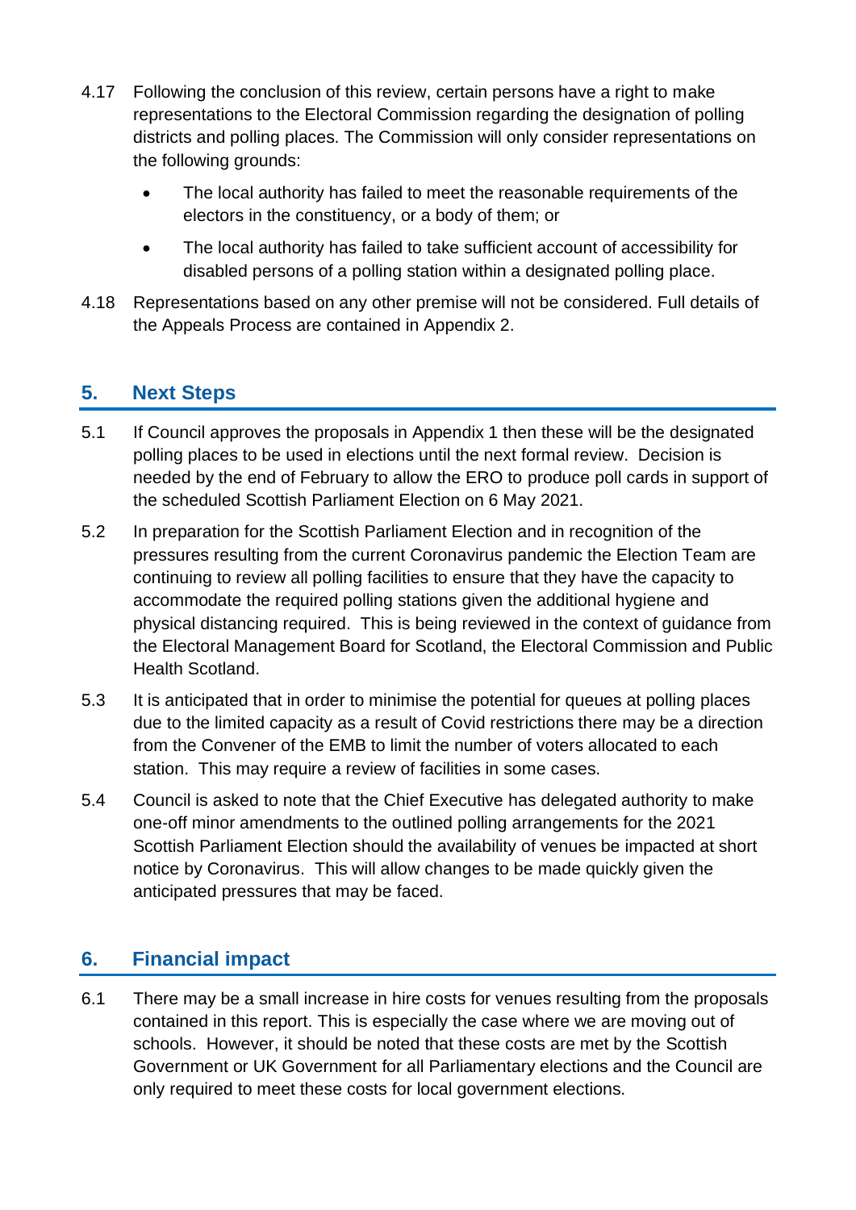4.17 Following the conclusion of this review, certain persons have a right to make representations to the Electoral Commission regarding the designation of polling districts and polling places. The Commission will only consider representations on the following grounds:

- The local authority has failed to meet the reasonable requirements of the electors in the constituency, or a body of them; or
- The local authority has failed to take sufficient account of accessibility for disabled persons of a polling station within a designated polling place.

4.18 Representations based on any other premise will not be considered. Full details of the Appeals Process are contained in Appendix 2.

## 5. Next Steps

5.1 If Council approves the proposals in Appendix 1 then these will be the designated polling places to be used in elections until the next formal review. Decision is needed by the end of February to allow the ERO to produce poll cards in support of the scheduled Scottish Parliament Election on 6 May 2021.

5.2 In preparation for the Scottish Parliament Election and in recognition of the pressures resulting from the current Coronavirus pandemic the Election Team are continuing to review all polling facilities to ensure that they have the capacity to accommodate the required polling stations given the additional hygiene and physical distancing required. This is being reviewed in the context of guidance from the Electoral Management Board for Scotland, the Electoral Commission and Public Health Scotland.

5.3 It is anticipated that in order to minimise the potential for queues at polling places due to the limited capacity as a result of Covid restrictions there may be a direction from the Convener of the EMB to limit the number of voters allocated to each station. This may require a review of facilities in some cases.

5.4 Council is asked to note that the Chief Executive has delegated authority to make one-off minor amendments to the outlined polling arrangements for the 2021 Scottish Parliament Election should the availability of venues be impacted at short notice by Coronavirus. This will allow changes to be made quickly given the anticipated pressures that may be faced.

## 6. Financial impact

6.1 There may be a small increase in hire costs for venues resulting from the proposals contained in this report. This is especially the case where we are moving out of schools. However, it should be noted that these costs are met by the Scottish Government or UK Government for all Parliamentary elections and the Council are only required to meet these costs for local government elections.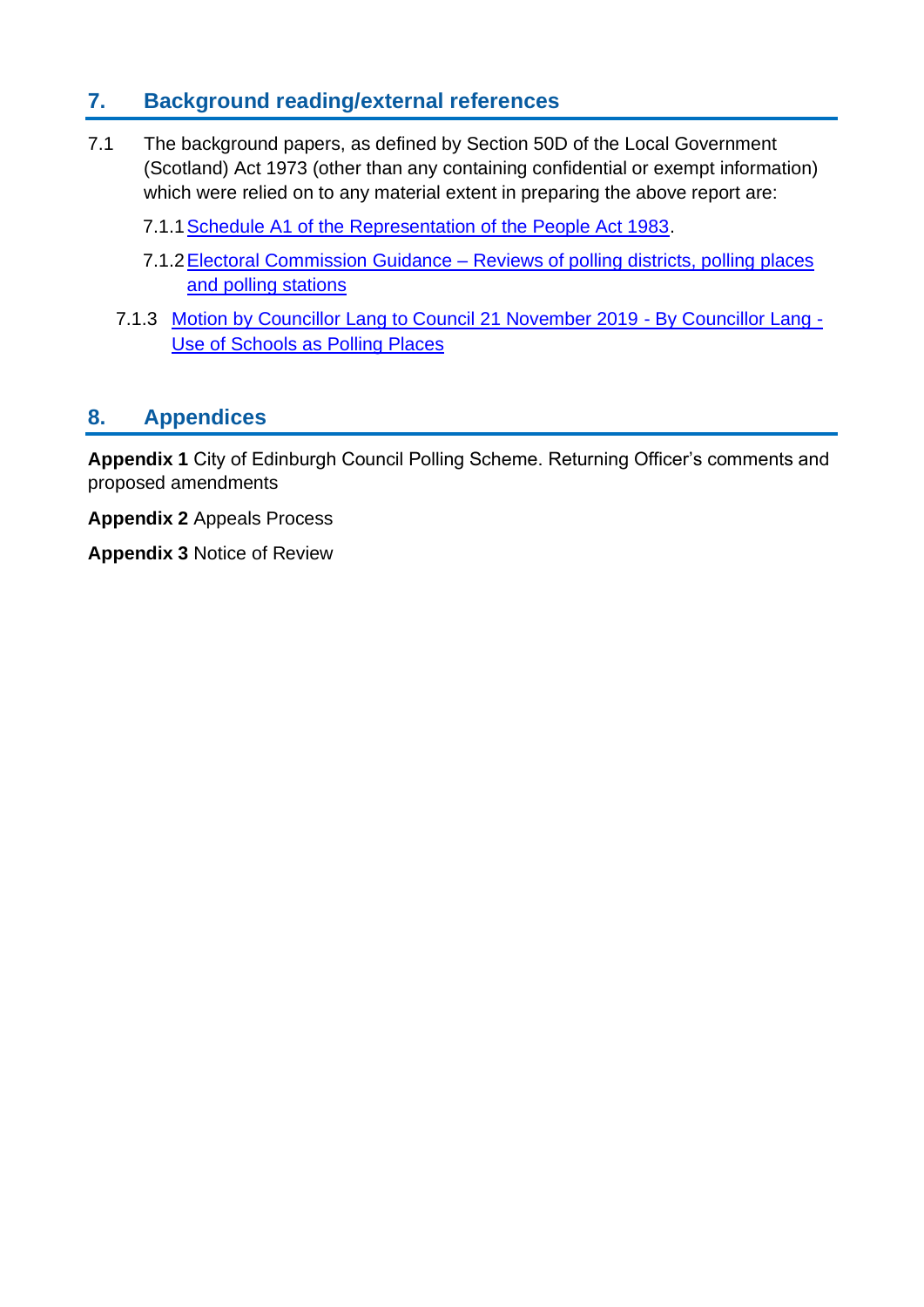## 7. Background reading/external references

7.1 The background papers, as defined by Section 50D of the Local Government (Scotland) Act 1973 (other than any containing confidential or exempt information) which were relied on to any material extent in preparing the above report are:

7.1.1 Schedule A1 of the Representation of the People Act 1983.

7.1.2 Electoral Commission Guidance – Reviews of polling districts, polling places and polling stations

7.1.3 Motion by Councillor Lang to Council 21 November 2019 - By Councillor Lang - Use of Schools as Polling Places

## 8. Appendices

**Appendix 1** City of Edinburgh Council Polling Scheme. Returning Officer's comments and proposed amendments

**Appendix 2** Appeals Process

**Appendix 3** Notice of Review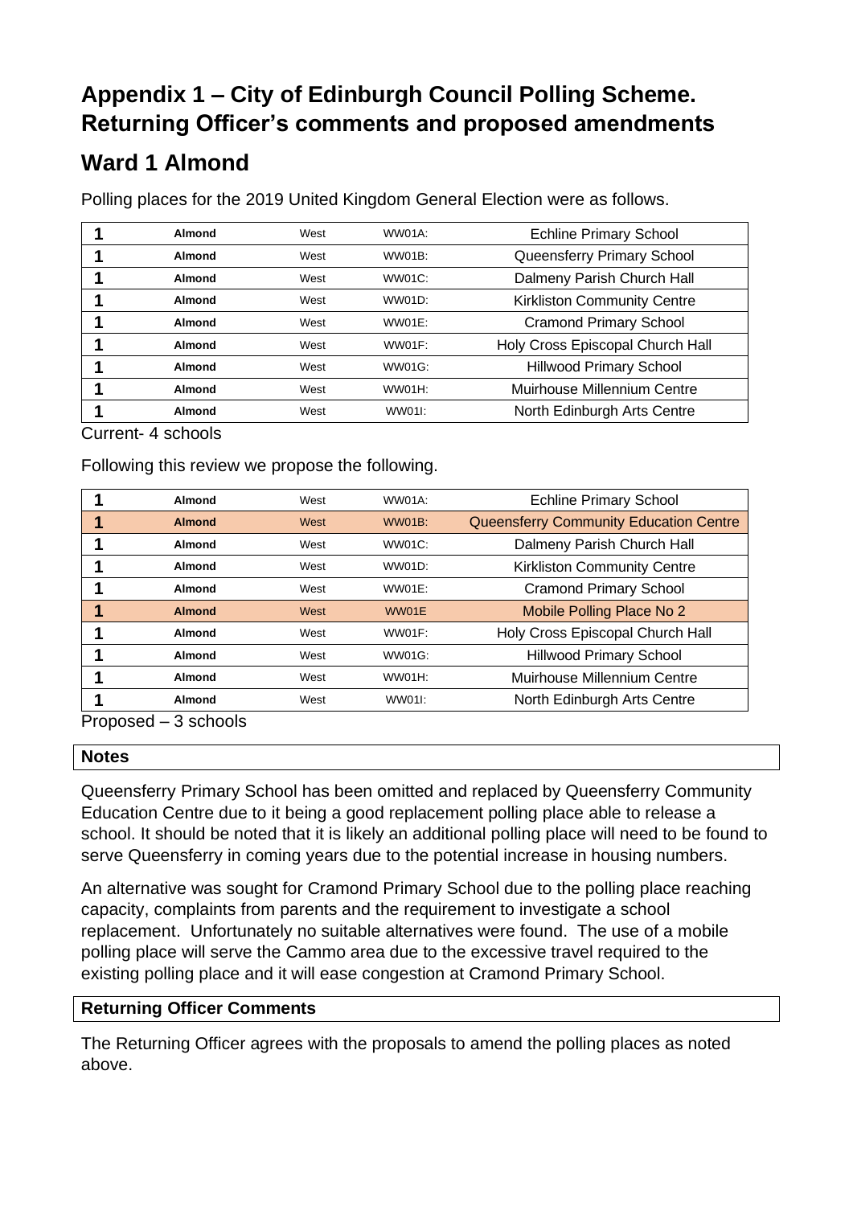# Appendix 1 – City of Edinburgh Council Polling Scheme. Returning Officer's comments and proposed amendments

## Ward 1 Almond

Polling places for the 2019 United Kingdom General Election were as follows.

| | | | | |
|---|---|---|---|---|
| 1 | **Almond** | West | WW01A: | Echline Primary School |
| 1 | **Almond** | West | WW01B: | Queensferry Primary School |
| 1 | **Almond** | West | WW01C: | Dalmeny Parish Church Hall |
| 1 | **Almond** | West | WW01D: | Kirkliston Community Centre |
| 1 | **Almond** | West | WW01E: | Cramond Primary School |
| 1 | **Almond** | West | WW01F: | Holy Cross Episcopal Church Hall |
| 1 | **Almond** | West | WW01G: | Hillwood Primary School |
| 1 | **Almond** | West | WW01H: | Muirhouse Millennium Centre |
| 1 | **Almond** | West | WW01I: | North Edinburgh Arts Centre |

Current- 4 schools

Following this review we propose the following.

| | | | | |
|---|---|---|---|---|
| 1 | **Almond** | West | WW01A: | Echline Primary School |
| 1 | **Almond** | West | WW01B: | Queensferry Community Education Centre |
| 1 | **Almond** | West | WW01C: | Dalmeny Parish Church Hall |
| 1 | **Almond** | West | WW01D: | Kirkliston Community Centre |
| 1 | **Almond** | West | WW01E: | Cramond Primary School |
| 1 | **Almond** | West | WW01E | Mobile Polling Place No 2 |
| 1 | **Almond** | West | WW01F: | Holy Cross Episcopal Church Hall |
| 1 | **Almond** | West | WW01G: | Hillwood Primary School |
| 1 | **Almond** | West | WW01H: | Muirhouse Millennium Centre |
| 1 | **Almond** | West | WW01I: | North Edinburgh Arts Centre |

Proposed – 3 schools

**Notes**

Queensferry Primary School has been omitted and replaced by Queensferry Community Education Centre due to it being a good replacement polling place able to release a school. It should be noted that it is likely an additional polling place will need to be found to serve Queensferry in coming years due to the potential increase in housing numbers.

An alternative was sought for Cramond Primary School due to the polling place reaching capacity, complaints from parents and the requirement to investigate a school replacement. Unfortunately no suitable alternatives were found. The use of a mobile polling place will serve the Cammo area due to the excessive travel required to the existing polling place and it will ease congestion at Cramond Primary School.

**Returning Officer Comments**

The Returning Officer agrees with the proposals to amend the polling places as noted above.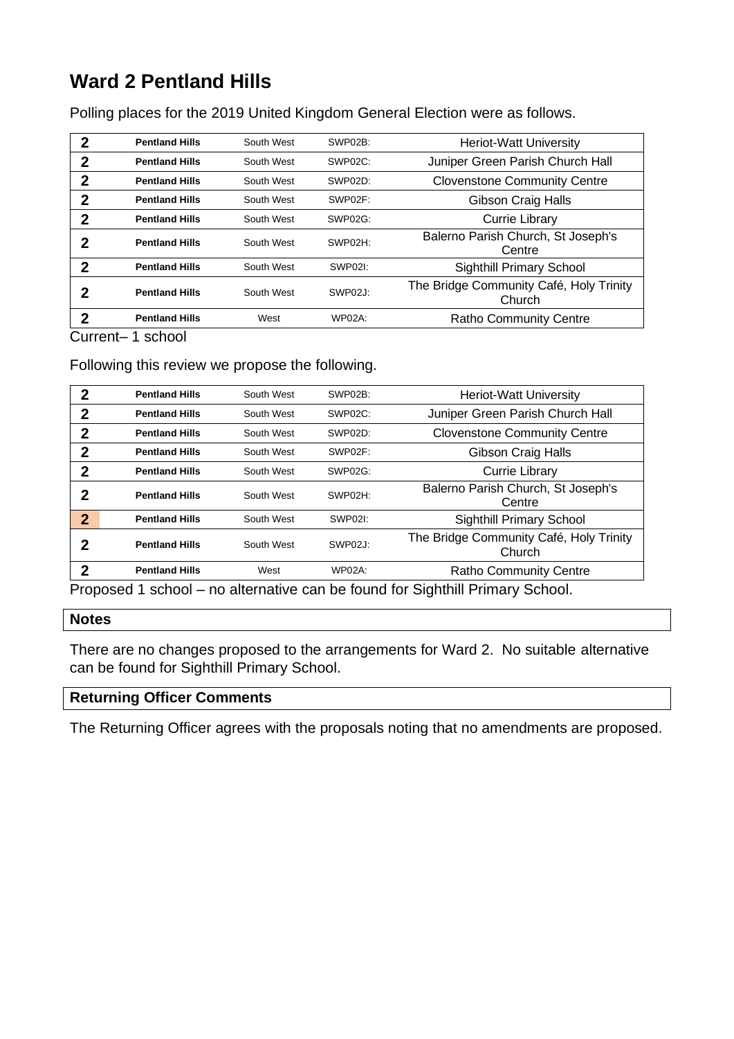# Ward 2 Pentland Hills

Polling places for the 2019 United Kingdom General Election were as follows.

| | | | | |
|---|---|---|---|---|
| **2** | **Pentland Hills** | South West | SWP02B: | Heriot-Watt University |
| **2** | **Pentland Hills** | South West | SWP02C: | Juniper Green Parish Church Hall |
| **2** | **Pentland Hills** | South West | SWP02D: | Clovenstone Community Centre |
| **2** | **Pentland Hills** | South West | SWP02F: | Gibson Craig Halls |
| **2** | **Pentland Hills** | South West | SWP02G: | Currie Library |
| **2** | **Pentland Hills** | South West | SWP02H: | Balerno Parish Church, St Joseph's Centre |
| **2** | **Pentland Hills** | South West | SWP02I: | Sighthill Primary School |
| **2** | **Pentland Hills** | South West | SWP02J: | The Bridge Community Café, Holy Trinity Church |
| **2** | **Pentland Hills** | West | WP02A: | Ratho Community Centre |

Current– 1 school

Following this review we propose the following.

| | | | | |
|---|---|---|---|---|
| **2** | **Pentland Hills** | South West | SWP02B: | Heriot-Watt University |
| **2** | **Pentland Hills** | South West | SWP02C: | Juniper Green Parish Church Hall |
| **2** | **Pentland Hills** | South West | SWP02D: | Clovenstone Community Centre |
| **2** | **Pentland Hills** | South West | SWP02F: | Gibson Craig Halls |
| **2** | **Pentland Hills** | South West | SWP02G: | Currie Library |
| **2** | **Pentland Hills** | South West | SWP02H: | Balerno Parish Church, St Joseph's Centre |
| **2** | **Pentland Hills** | South West | SWP02I: | Sighthill Primary School |
| **2** | **Pentland Hills** | South West | SWP02J: | The Bridge Community Café, Holy Trinity Church |
| **2** | **Pentland Hills** | West | WP02A: | Ratho Community Centre |

Proposed 1 school – no alternative can be found for Sighthill Primary School.

## Notes

There are no changes proposed to the arrangements for Ward 2. No suitable alternative can be found for Sighthill Primary School.

## Returning Officer Comments

The Returning Officer agrees with the proposals noting that no amendments are proposed.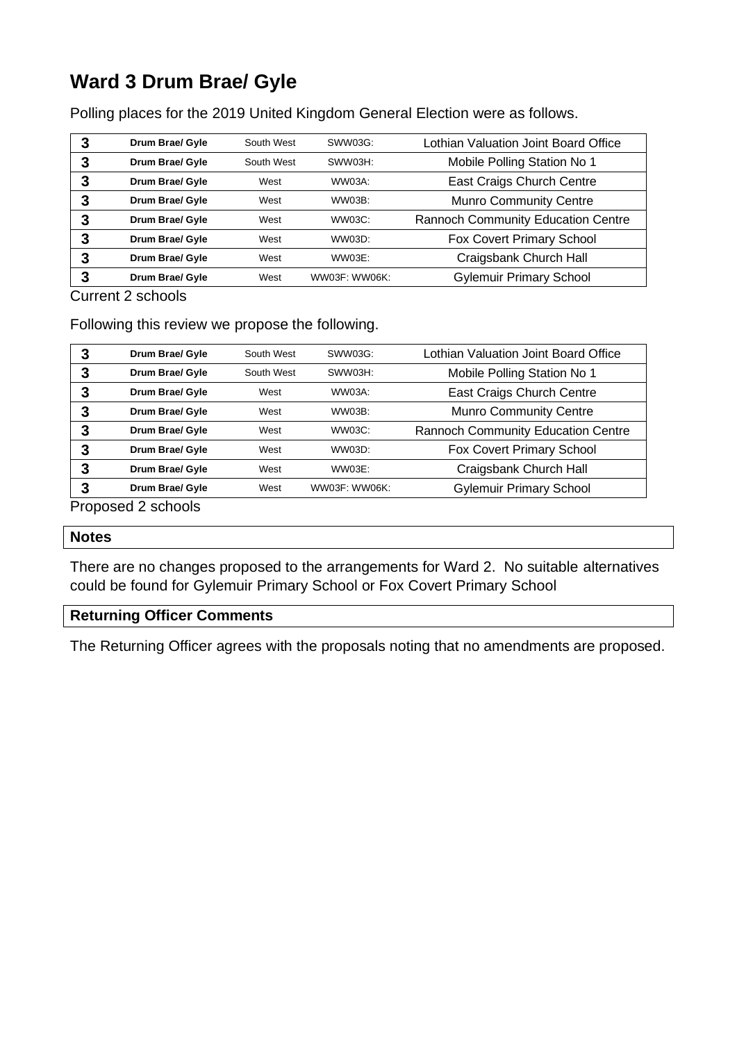# Ward 3 Drum Brae/ Gyle

Polling places for the 2019 United Kingdom General Election were as follows.

| | | | | |
|---|---|---|---|---|
| **3** | **Drum Brae/ Gyle** | South West | SWW03G: | Lothian Valuation Joint Board Office |
| **3** | **Drum Brae/ Gyle** | South West | SWW03H: | Mobile Polling Station No 1 |
| **3** | **Drum Brae/ Gyle** | West | WW03A: | East Craigs Church Centre |
| **3** | **Drum Brae/ Gyle** | West | WW03B: | Munro Community Centre |
| **3** | **Drum Brae/ Gyle** | West | WW03C: | Rannoch Community Education Centre |
| **3** | **Drum Brae/ Gyle** | West | WW03D: | Fox Covert Primary School |
| **3** | **Drum Brae/ Gyle** | West | WW03E: | Craigsbank Church Hall |
| **3** | **Drum Brae/ Gyle** | West | WW03F: WW06K: | Gylemuir Primary School |

Current 2 schools

Following this review we propose the following.

| | | | | |
|---|---|---|---|---|
| **3** | **Drum Brae/ Gyle** | South West | SWW03G: | Lothian Valuation Joint Board Office |
| **3** | **Drum Brae/ Gyle** | South West | SWW03H: | Mobile Polling Station No 1 |
| **3** | **Drum Brae/ Gyle** | West | WW03A: | East Craigs Church Centre |
| **3** | **Drum Brae/ Gyle** | West | WW03B: | Munro Community Centre |
| **3** | **Drum Brae/ Gyle** | West | WW03C: | Rannoch Community Education Centre |
| **3** | **Drum Brae/ Gyle** | West | WW03D: | Fox Covert Primary School |
| **3** | **Drum Brae/ Gyle** | West | WW03E: | Craigsbank Church Hall |
| **3** | **Drum Brae/ Gyle** | West | WW03F: WW06K: | Gylemuir Primary School |

Proposed 2 schools

**Notes**

There are no changes proposed to the arrangements for Ward 2. No suitable alternatives could be found for Gylemuir Primary School or Fox Covert Primary School

**Returning Officer Comments**

The Returning Officer agrees with the proposals noting that no amendments are proposed.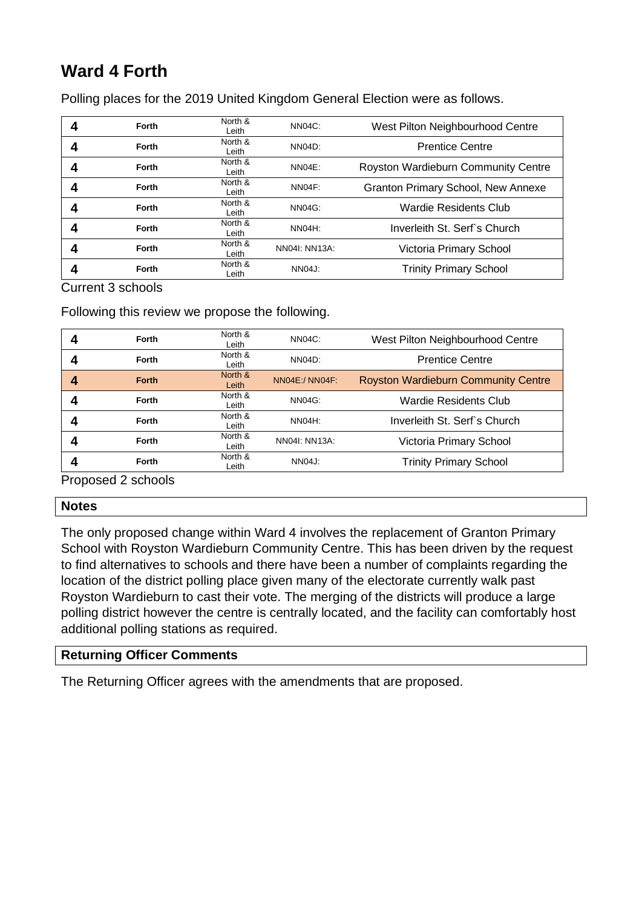# Ward 4 Forth

Polling places for the 2019 United Kingdom General Election were as follows.

| | | | | |
|---|---|---|---|---|
| 4 | Forth | North & Leith | NN04C: | West Pilton Neighbourhood Centre |
| 4 | Forth | North & Leith | NN04D: | Prentice Centre |
| 4 | Forth | North & Leith | NN04E: | Royston Wardieburn Community Centre |
| 4 | Forth | North & Leith | NN04F: | Granton Primary School, New Annexe |
| 4 | Forth | North & Leith | NN04G: | Wardie Residents Club |
| 4 | Forth | North & Leith | NN04H: | Inverleith St. Serf`s Church |
| 4 | Forth | North & Leith | NN04I: NN13A: | Victoria Primary School |
| 4 | Forth | North & Leith | NN04J: | Trinity Primary School |

Current 3 schools

Following this review we propose the following.

| | | | | |
|---|---|---|---|---|
| 4 | Forth | North & Leith | NN04C: | West Pilton Neighbourhood Centre |
| 4 | Forth | North & Leith | NN04D: | Prentice Centre |
| 4 | Forth | North & Leith | NN04E:/ NN04F: | Royston Wardieburn Community Centre |
| 4 | Forth | North & Leith | NN04G: | Wardie Residents Club |
| 4 | Forth | North & Leith | NN04H: | Inverleith St. Serf`s Church |
| 4 | Forth | North & Leith | NN04I: NN13A: | Victoria Primary School |
| 4 | Forth | North & Leith | NN04J: | Trinity Primary School |

Proposed 2 schools

**Notes**

The only proposed change within Ward 4 involves the replacement of Granton Primary School with Royston Wardieburn Community Centre. This has been driven by the request to find alternatives to schools and there have been a number of complaints regarding the location of the district polling place given many of the electorate currently walk past Royston Wardieburn to cast their vote. The merging of the districts will produce a large polling district however the centre is centrally located, and the facility can comfortably host additional polling stations as required.

**Returning Officer Comments**

The Returning Officer agrees with the amendments that are proposed.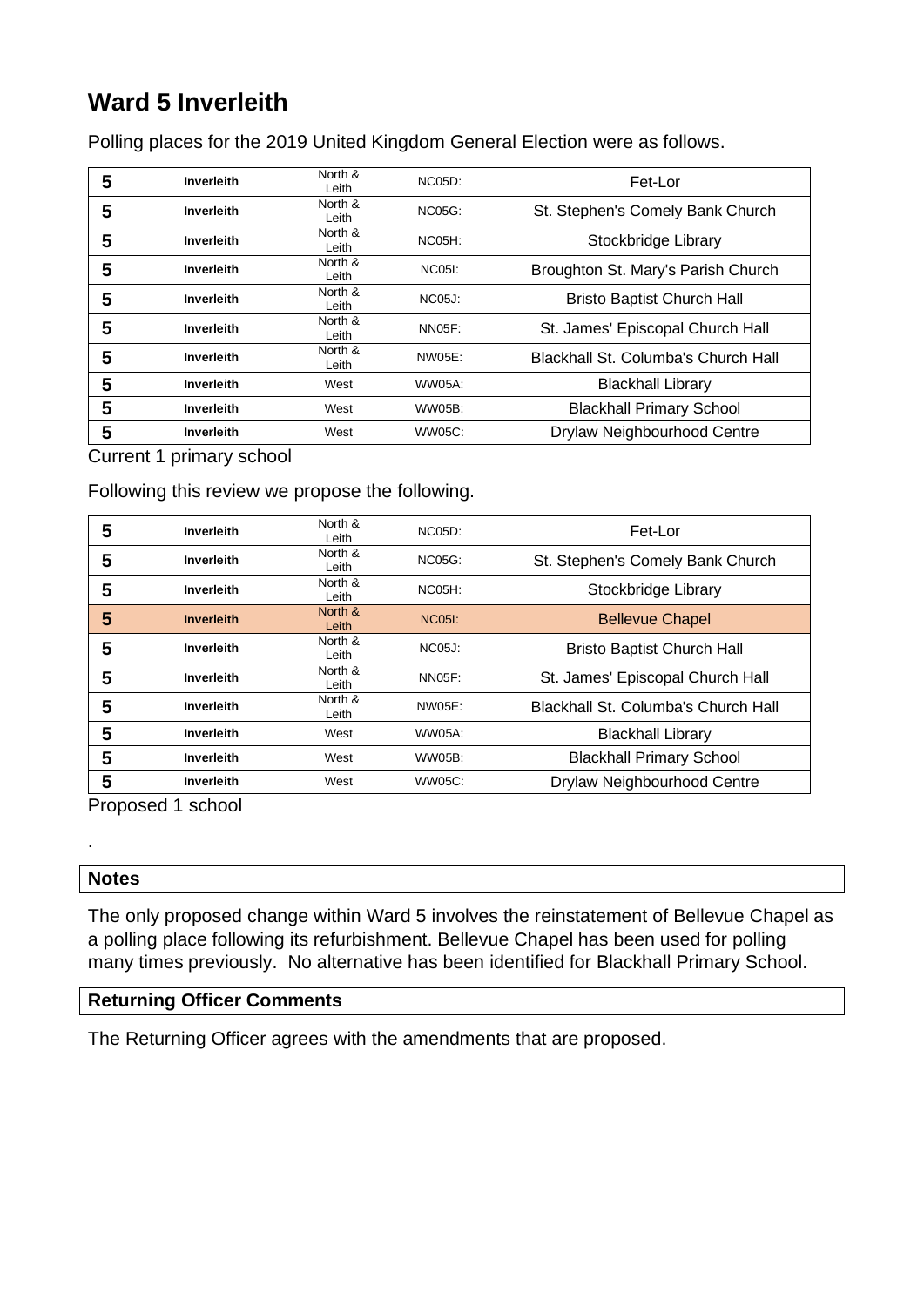# Ward 5 Inverleith

Polling places for the 2019 United Kingdom General Election were as follows.

| | | | | |
|---|---|---|---|---|
| 5 | Inverleith | North & Leith | NC05D: | Fet-Lor |
| 5 | Inverleith | North & Leith | NC05G: | St. Stephen's Comely Bank Church |
| 5 | Inverleith | North & Leith | NC05H: | Stockbridge Library |
| 5 | Inverleith | North & Leith | NC05I: | Broughton St. Mary's Parish Church |
| 5 | Inverleith | North & Leith | NC05J: | Bristo Baptist Church Hall |
| 5 | Inverleith | North & Leith | NN05F: | St. James' Episcopal Church Hall |
| 5 | Inverleith | North & Leith | NW05E: | Blackhall St. Columba's Church Hall |
| 5 | Inverleith | West | WW05A: | Blackhall Library |
| 5 | Inverleith | West | WW05B: | Blackhall Primary School |
| 5 | Inverleith | West | WW05C: | Drylaw Neighbourhood Centre |

Current 1 primary school

Following this review we propose the following.

| | | | | |
|---|---|---|---|---|
| 5 | Inverleith | North & Leith | NC05D: | Fet-Lor |
| 5 | Inverleith | North & Leith | NC05G: | St. Stephen's Comely Bank Church |
| 5 | Inverleith | North & Leith | NC05H: | Stockbridge Library |
| 5 | Inverleith | North & Leith | NC05I: | Bellevue Chapel |
| 5 | Inverleith | North & Leith | NC05J: | Bristo Baptist Church Hall |
| 5 | Inverleith | North & Leith | NN05F: | St. James' Episcopal Church Hall |
| 5 | Inverleith | North & Leith | NW05E: | Blackhall St. Columba's Church Hall |
| 5 | Inverleith | West | WW05A: | Blackhall Library |
| 5 | Inverleith | West | WW05B: | Blackhall Primary School |
| 5 | Inverleith | West | WW05C: | Drylaw Neighbourhood Centre |

Proposed 1 school

.

**Notes**

The only proposed change within Ward 5 involves the reinstatement of Bellevue Chapel as a polling place following its refurbishment. Bellevue Chapel has been used for polling many times previously. No alternative has been identified for Blackhall Primary School.

**Returning Officer Comments**

The Returning Officer agrees with the amendments that are proposed.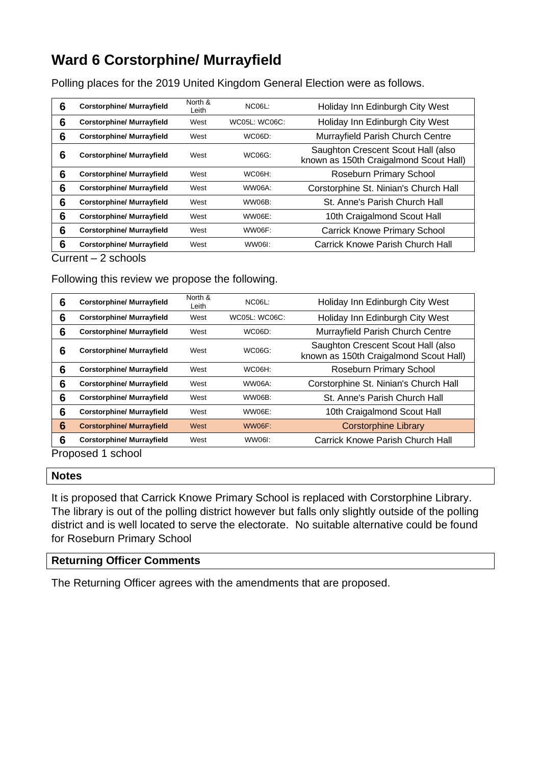## Ward 6 Corstorphine/ Murrayfield

Polling places for the 2019 United Kingdom General Election were as follows.

| | | | | |
|---|---|---|---|---|
| 6 | Corstorphine/ Murrayfield | North & Leith | NC06L: | Holiday Inn Edinburgh City West |
| 6 | Corstorphine/ Murrayfield | West | WC05L: WC06C: | Holiday Inn Edinburgh City West |
| 6 | Corstorphine/ Murrayfield | West | WC06D: | Murrayfield Parish Church Centre |
| 6 | Corstorphine/ Murrayfield | West | WC06G: | Saughton Crescent Scout Hall (also known as 150th Craigalmond Scout Hall) |
| 6 | Corstorphine/ Murrayfield | West | WC06H: | Roseburn Primary School |
| 6 | Corstorphine/ Murrayfield | West | WW06A: | Corstorphine St. Ninian's Church Hall |
| 6 | Corstorphine/ Murrayfield | West | WW06B: | St. Anne's Parish Church Hall |
| 6 | Corstorphine/ Murrayfield | West | WW06E: | 10th Craigalmond Scout Hall |
| 6 | Corstorphine/ Murrayfield | West | WW06F: | Carrick Knowe Primary School |
| 6 | Corstorphine/ Murrayfield | West | WW06I: | Carrick Knowe Parish Church Hall |

Current – 2 schools

Following this review we propose the following.

| | | | | |
|---|---|---|---|---|
| 6 | Corstorphine/ Murrayfield | North & Leith | NC06L: | Holiday Inn Edinburgh City West |
| 6 | Corstorphine/ Murrayfield | West | WC05L: WC06C: | Holiday Inn Edinburgh City West |
| 6 | Corstorphine/ Murrayfield | West | WC06D: | Murrayfield Parish Church Centre |
| 6 | Corstorphine/ Murrayfield | West | WC06G: | Saughton Crescent Scout Hall (also known as 150th Craigalmond Scout Hall) |
| 6 | Corstorphine/ Murrayfield | West | WC06H: | Roseburn Primary School |
| 6 | Corstorphine/ Murrayfield | West | WW06A: | Corstorphine St. Ninian's Church Hall |
| 6 | Corstorphine/ Murrayfield | West | WW06B: | St. Anne's Parish Church Hall |
| 6 | Corstorphine/ Murrayfield | West | WW06E: | 10th Craigalmond Scout Hall |
| 6 | Corstorphine/ Murrayfield | West | WW06F: | Corstorphine Library |
| 6 | Corstorphine/ Murrayfield | West | WW06I: | Carrick Knowe Parish Church Hall |

Proposed 1 school

### Notes

It is proposed that Carrick Knowe Primary School is replaced with Corstorphine Library. The library is out of the polling district however but falls only slightly outside of the polling district and is well located to serve the electorate. No suitable alternative could be found for Roseburn Primary School

### Returning Officer Comments

The Returning Officer agrees with the amendments that are proposed.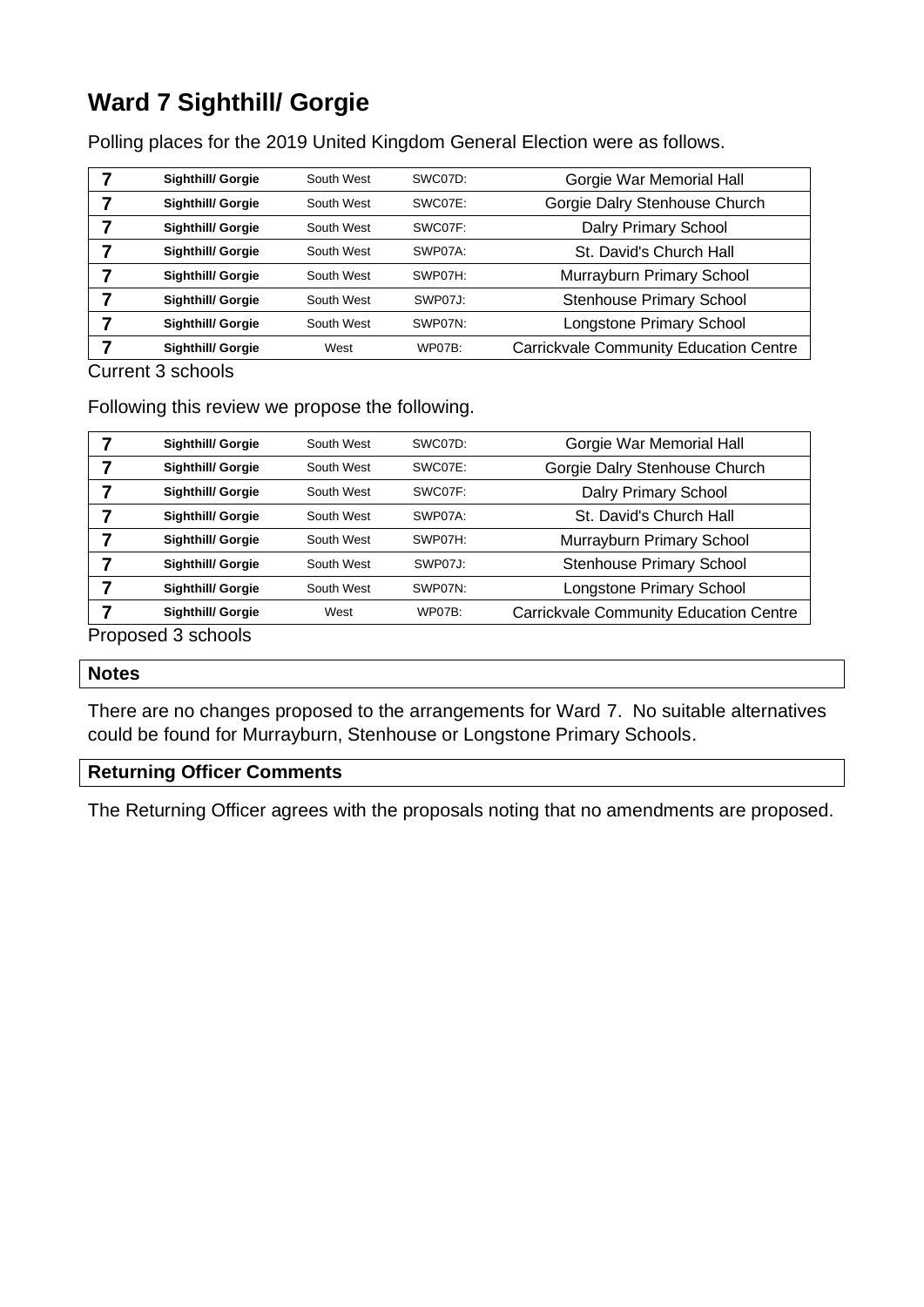# Ward 7 Sighthill/ Gorgie

Polling places for the 2019 United Kingdom General Election were as follows.

| | | | | |
|---|---|---|---|---|
| **7** | **Sighthill/ Gorgie** | South West | SWC07D: | Gorgie War Memorial Hall |
| **7** | **Sighthill/ Gorgie** | South West | SWC07E: | Gorgie Dalry Stenhouse Church |
| **7** | **Sighthill/ Gorgie** | South West | SWC07F: | Dalry Primary School |
| **7** | **Sighthill/ Gorgie** | South West | SWP07A: | St. David's Church Hall |
| **7** | **Sighthill/ Gorgie** | South West | SWP07H: | Murrayburn Primary School |
| **7** | **Sighthill/ Gorgie** | South West | SWP07J: | Stenhouse Primary School |
| **7** | **Sighthill/ Gorgie** | South West | SWP07N: | Longstone Primary School |
| **7** | **Sighthill/ Gorgie** | West | WP07B: | Carrickvale Community Education Centre |

Current 3 schools

Following this review we propose the following.

| | | | | |
|---|---|---|---|---|
| **7** | **Sighthill/ Gorgie** | South West | SWC07D: | Gorgie War Memorial Hall |
| **7** | **Sighthill/ Gorgie** | South West | SWC07E: | Gorgie Dalry Stenhouse Church |
| **7** | **Sighthill/ Gorgie** | South West | SWC07F: | Dalry Primary School |
| **7** | **Sighthill/ Gorgie** | South West | SWP07A: | St. David's Church Hall |
| **7** | **Sighthill/ Gorgie** | South West | SWP07H: | Murrayburn Primary School |
| **7** | **Sighthill/ Gorgie** | South West | SWP07J: | Stenhouse Primary School |
| **7** | **Sighthill/ Gorgie** | South West | SWP07N: | Longstone Primary School |
| **7** | **Sighthill/ Gorgie** | West | WP07B: | Carrickvale Community Education Centre |

Proposed 3 schools

**Notes**

There are no changes proposed to the arrangements for Ward 7. No suitable alternatives could be found for Murrayburn, Stenhouse or Longstone Primary Schools.

**Returning Officer Comments**

The Returning Officer agrees with the proposals noting that no amendments are proposed.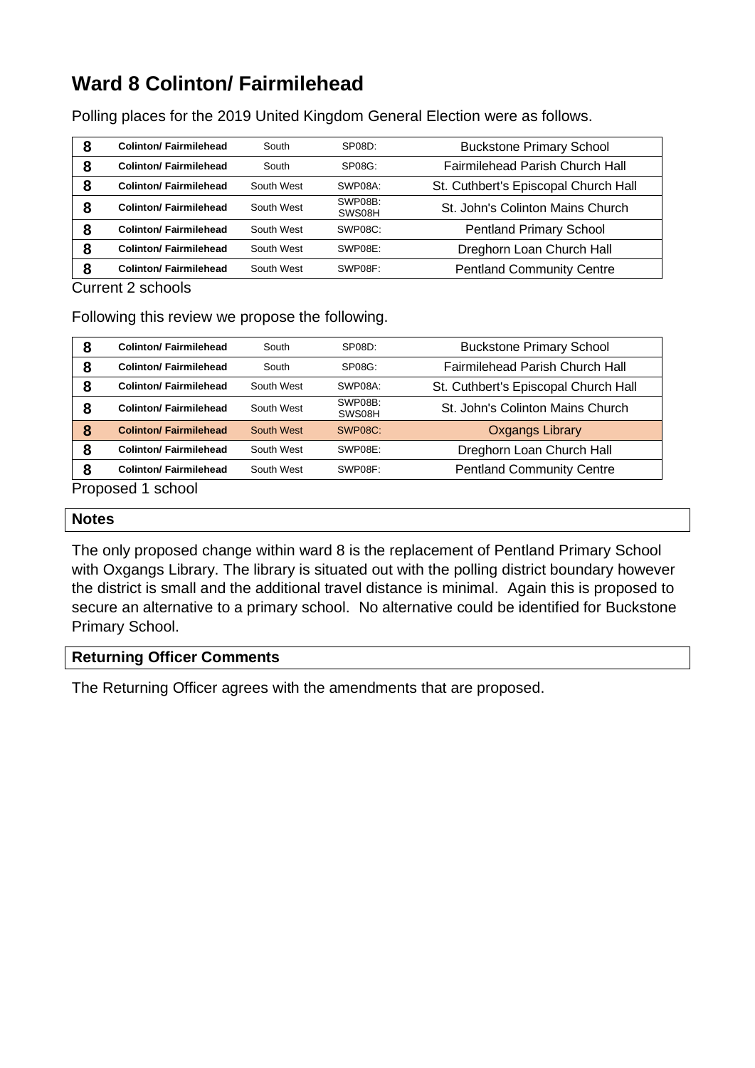# Ward 8 Colinton/ Fairmilehead

Polling places for the 2019 United Kingdom General Election were as follows.

| | | | | |
|---|---|---|---|---|
| **8** | **Colinton/ Fairmilehead** | South | SP08D: | Buckstone Primary School |
| **8** | **Colinton/ Fairmilehead** | South | SP08G: | Fairmilehead Parish Church Hall |
| **8** | **Colinton/ Fairmilehead** | South West | SWP08A: | St. Cuthbert's Episcopal Church Hall |
| **8** | **Colinton/ Fairmilehead** | South West | SWP08B: SWS08H | St. John's Colinton Mains Church |
| **8** | **Colinton/ Fairmilehead** | South West | SWP08C: | Pentland Primary School |
| **8** | **Colinton/ Fairmilehead** | South West | SWP08E: | Dreghorn Loan Church Hall |
| **8** | **Colinton/ Fairmilehead** | South West | SWP08F: | Pentland Community Centre |

Current 2 schools

Following this review we propose the following.

| | | | | |
|---|---|---|---|---|
| **8** | **Colinton/ Fairmilehead** | South | SP08D: | Buckstone Primary School |
| **8** | **Colinton/ Fairmilehead** | South | SP08G: | Fairmilehead Parish Church Hall |
| **8** | **Colinton/ Fairmilehead** | South West | SWP08A: | St. Cuthbert's Episcopal Church Hall |
| **8** | **Colinton/ Fairmilehead** | South West | SWP08B: SWS08H | St. John's Colinton Mains Church |
| **8** | **Colinton/ Fairmilehead** | South West | SWP08C: | Oxgangs Library |
| **8** | **Colinton/ Fairmilehead** | South West | SWP08E: | Dreghorn Loan Church Hall |
| **8** | **Colinton/ Fairmilehead** | South West | SWP08F: | Pentland Community Centre |

Proposed 1 school

## Notes

The only proposed change within ward 8 is the replacement of Pentland Primary School with Oxgangs Library. The library is situated out with the polling district boundary however the district is small and the additional travel distance is minimal. Again this is proposed to secure an alternative to a primary school. No alternative could be identified for Buckstone Primary School.

## Returning Officer Comments

The Returning Officer agrees with the amendments that are proposed.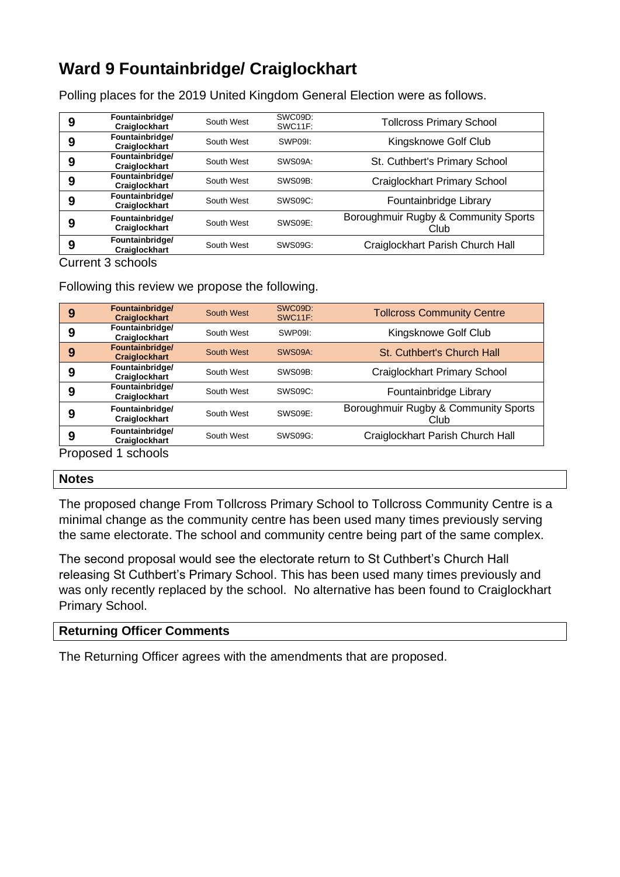# Ward 9 Fountainbridge/ Craiglockhart

Polling places for the 2019 United Kingdom General Election were as follows.

| | | | | |
|---|---|---|---|---|
| 9 | Fountainbridge/ Craiglockhart | South West | SWC09D: SWC11F: | Tollcross Primary School |
| 9 | Fountainbridge/ Craiglockhart | South West | SWP09I: | Kingsknowe Golf Club |
| 9 | Fountainbridge/ Craiglockhart | South West | SWS09A: | St. Cuthbert's Primary School |
| 9 | Fountainbridge/ Craiglockhart | South West | SWS09B: | Craiglockhart Primary School |
| 9 | Fountainbridge/ Craiglockhart | South West | SWS09C: | Fountainbridge Library |
| 9 | Fountainbridge/ Craiglockhart | South West | SWS09E: | Boroughmuir Rugby & Community Sports Club |
| 9 | Fountainbridge/ Craiglockhart | South West | SWS09G: | Craiglockhart Parish Church Hall |

Current 3 schools

Following this review we propose the following.

| | | | | |
|---|---|---|---|---|
| 9 | Fountainbridge/ Craiglockhart | South West | SWC09D: SWC11F: | Tollcross Community Centre |
| 9 | Fountainbridge/ Craiglockhart | South West | SWP09I: | Kingsknowe Golf Club |
| 9 | Fountainbridge/ Craiglockhart | South West | SWS09A: | St. Cuthbert's Church Hall |
| 9 | Fountainbridge/ Craiglockhart | South West | SWS09B: | Craiglockhart Primary School |
| 9 | Fountainbridge/ Craiglockhart | South West | SWS09C: | Fountainbridge Library |
| 9 | Fountainbridge/ Craiglockhart | South West | SWS09E: | Boroughmuir Rugby & Community Sports Club |
| 9 | Fountainbridge/ Craiglockhart | South West | SWS09G: | Craiglockhart Parish Church Hall |

Proposed 1 schools

**Notes**

The proposed change From Tollcross Primary School to Tollcross Community Centre is a minimal change as the community centre has been used many times previously serving the same electorate. The school and community centre being part of the same complex.

The second proposal would see the electorate return to St Cuthbert's Church Hall releasing St Cuthbert's Primary School. This has been used many times previously and was only recently replaced by the school. No alternative has been found to Craiglockhart Primary School.

**Returning Officer Comments**

The Returning Officer agrees with the amendments that are proposed.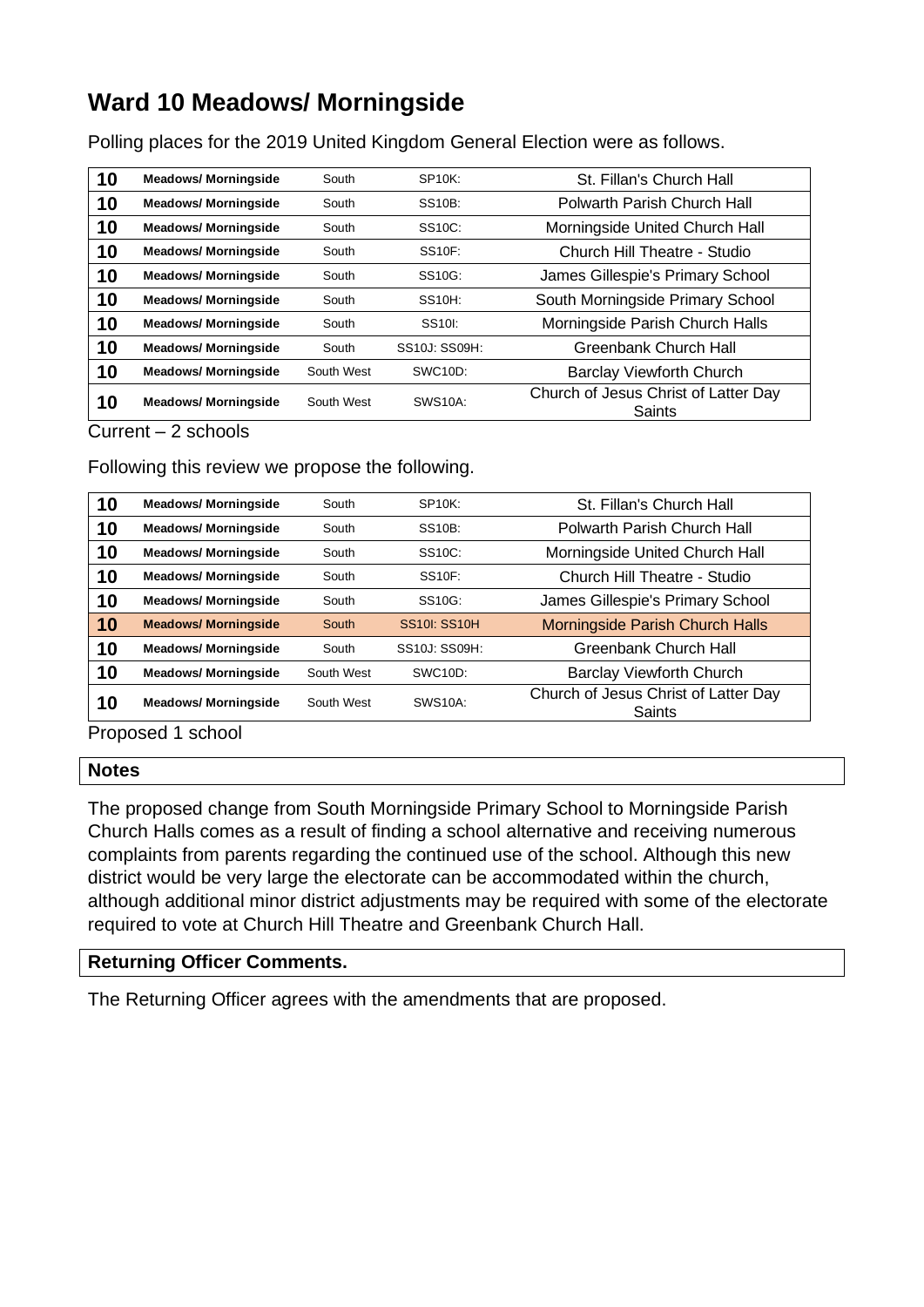# Ward 10 Meadows/ Morningside

Polling places for the 2019 United Kingdom General Election were as follows.

| | | | | |
|---|---|---|---|---|
| **10** | **Meadows/ Morningside** | South | SP10K: | St. Fillan's Church Hall |
| **10** | **Meadows/ Morningside** | South | SS10B: | Polwarth Parish Church Hall |
| **10** | **Meadows/ Morningside** | South | SS10C: | Morningside United Church Hall |
| **10** | **Meadows/ Morningside** | South | SS10F: | Church Hill Theatre - Studio |
| **10** | **Meadows/ Morningside** | South | SS10G: | James Gillespie's Primary School |
| **10** | **Meadows/ Morningside** | South | SS10H: | South Morningside Primary School |
| **10** | **Meadows/ Morningside** | South | SS10I: | Morningside Parish Church Halls |
| **10** | **Meadows/ Morningside** | South | SS10J: SS09H: | Greenbank Church Hall |
| **10** | **Meadows/ Morningside** | South West | SWC10D: | Barclay Viewforth Church |
| **10** | **Meadows/ Morningside** | South West | SWS10A: | Church of Jesus Christ of Latter Day Saints |

Current – 2 schools

Following this review we propose the following.

| | | | | |
|---|---|---|---|---|
| **10** | **Meadows/ Morningside** | South | SP10K: | St. Fillan's Church Hall |
| **10** | **Meadows/ Morningside** | South | SS10B: | Polwarth Parish Church Hall |
| **10** | **Meadows/ Morningside** | South | SS10C: | Morningside United Church Hall |
| **10** | **Meadows/ Morningside** | South | SS10F: | Church Hill Theatre - Studio |
| **10** | **Meadows/ Morningside** | South | SS10G: | James Gillespie's Primary School |
| **10** | **Meadows/ Morningside** | South | SS10I: SS10H | Morningside Parish Church Halls |
| **10** | **Meadows/ Morningside** | South | SS10J: SS09H: | Greenbank Church Hall |
| **10** | **Meadows/ Morningside** | South West | SWC10D: | Barclay Viewforth Church |
| **10** | **Meadows/ Morningside** | South West | SWS10A: | Church of Jesus Christ of Latter Day Saints |

Proposed 1 school

**Notes**

The proposed change from South Morningside Primary School to Morningside Parish Church Halls comes as a result of finding a school alternative and receiving numerous complaints from parents regarding the continued use of the school. Although this new district would be very large the electorate can be accommodated within the church, although additional minor district adjustments may be required with some of the electorate required to vote at Church Hill Theatre and Greenbank Church Hall.

**Returning Officer Comments.**

The Returning Officer agrees with the amendments that are proposed.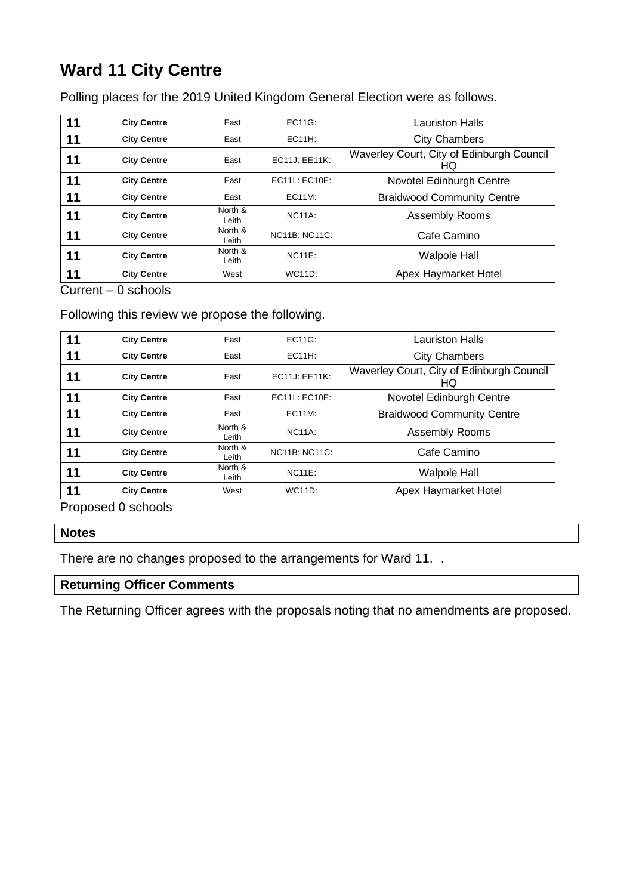## Ward 11 City Centre

Polling places for the 2019 United Kingdom General Election were as follows.

| | | | | |
|---|---|---|---|---|
| 11 | City Centre | East | EC11G: | Lauriston Halls |
| 11 | City Centre | East | EC11H: | City Chambers |
| 11 | City Centre | East | EC11J: EE11K: | Waverley Court, City of Edinburgh Council HQ |
| 11 | City Centre | East | EC11L: EC10E: | Novotel Edinburgh Centre |
| 11 | City Centre | East | EC11M: | Braidwood Community Centre |
| 11 | City Centre | North & Leith | NC11A: | Assembly Rooms |
| 11 | City Centre | North & Leith | NC11B: NC11C: | Cafe Camino |
| 11 | City Centre | North & Leith | NC11E: | Walpole Hall |
| 11 | City Centre | West | WC11D: | Apex Haymarket Hotel |

Current – 0 schools

Following this review we propose the following.

| | | | | |
|---|---|---|---|---|
| 11 | City Centre | East | EC11G: | Lauriston Halls |
| 11 | City Centre | East | EC11H: | City Chambers |
| 11 | City Centre | East | EC11J: EE11K: | Waverley Court, City of Edinburgh Council HQ |
| 11 | City Centre | East | EC11L: EC10E: | Novotel Edinburgh Centre |
| 11 | City Centre | East | EC11M: | Braidwood Community Centre |
| 11 | City Centre | North & Leith | NC11A: | Assembly Rooms |
| 11 | City Centre | North & Leith | NC11B: NC11C: | Cafe Camino |
| 11 | City Centre | North & Leith | NC11E: | Walpole Hall |
| 11 | City Centre | West | WC11D: | Apex Haymarket Hotel |

Proposed 0 schools

**Notes**

There are no changes proposed to the arrangements for Ward 11. .

**Returning Officer Comments**

The Returning Officer agrees with the proposals noting that no amendments are proposed.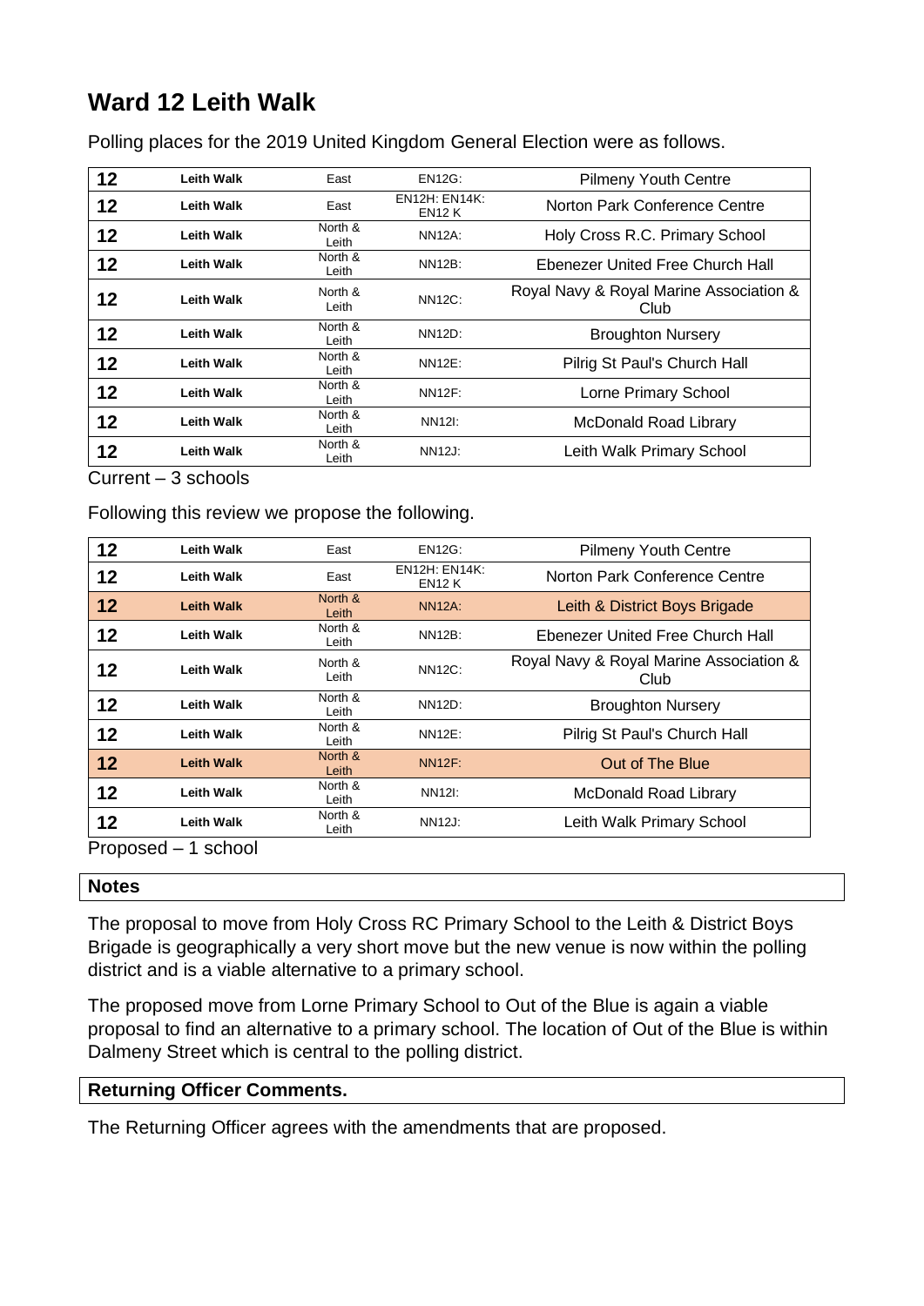# Ward 12 Leith Walk

Polling places for the 2019 United Kingdom General Election were as follows.

| 12 | Leith Walk | East | EN12G: | Pilmeny Youth Centre |
|---|---|---|---|---|
| 12 | Leith Walk | East | EN12H: EN14K: EN12 K | Norton Park Conference Centre |
| 12 | Leith Walk | North & Leith | NN12A: | Holy Cross R.C. Primary School |
| 12 | Leith Walk | North & Leith | NN12B: | Ebenezer United Free Church Hall |
| 12 | Leith Walk | North & Leith | NN12C: | Royal Navy & Royal Marine Association & Club |
| 12 | Leith Walk | North & Leith | NN12D: | Broughton Nursery |
| 12 | Leith Walk | North & Leith | NN12E: | Pilrig St Paul's Church Hall |
| 12 | Leith Walk | North & Leith | NN12F: | Lorne Primary School |
| 12 | Leith Walk | North & Leith | NN12I: | McDonald Road Library |
| 12 | Leith Walk | North & Leith | NN12J: | Leith Walk Primary School |

Current – 3 schools

Following this review we propose the following.

| 12 | Leith Walk | East | EN12G: | Pilmeny Youth Centre |
|---|---|---|---|---|
| 12 | Leith Walk | East | EN12H: EN14K: EN12 K | Norton Park Conference Centre |
| 12 | Leith Walk | North & Leith | NN12A: | Leith & District Boys Brigade |
| 12 | Leith Walk | North & Leith | NN12B: | Ebenezer United Free Church Hall |
| 12 | Leith Walk | North & Leith | NN12C: | Royal Navy & Royal Marine Association & Club |
| 12 | Leith Walk | North & Leith | NN12D: | Broughton Nursery |
| 12 | Leith Walk | North & Leith | NN12E: | Pilrig St Paul's Church Hall |
| 12 | Leith Walk | North & Leith | NN12F: | Out of The Blue |
| 12 | Leith Walk | North & Leith | NN12I: | McDonald Road Library |
| 12 | Leith Walk | North & Leith | NN12J: | Leith Walk Primary School |

Proposed – 1 school

**Notes**

The proposal to move from Holy Cross RC Primary School to the Leith & District Boys Brigade is geographically a very short move but the new venue is now within the polling district and is a viable alternative to a primary school.

The proposed move from Lorne Primary School to Out of the Blue is again a viable proposal to find an alternative to a primary school. The location of Out of the Blue is within Dalmeny Street which is central to the polling district.

**Returning Officer Comments.**

The Returning Officer agrees with the amendments that are proposed.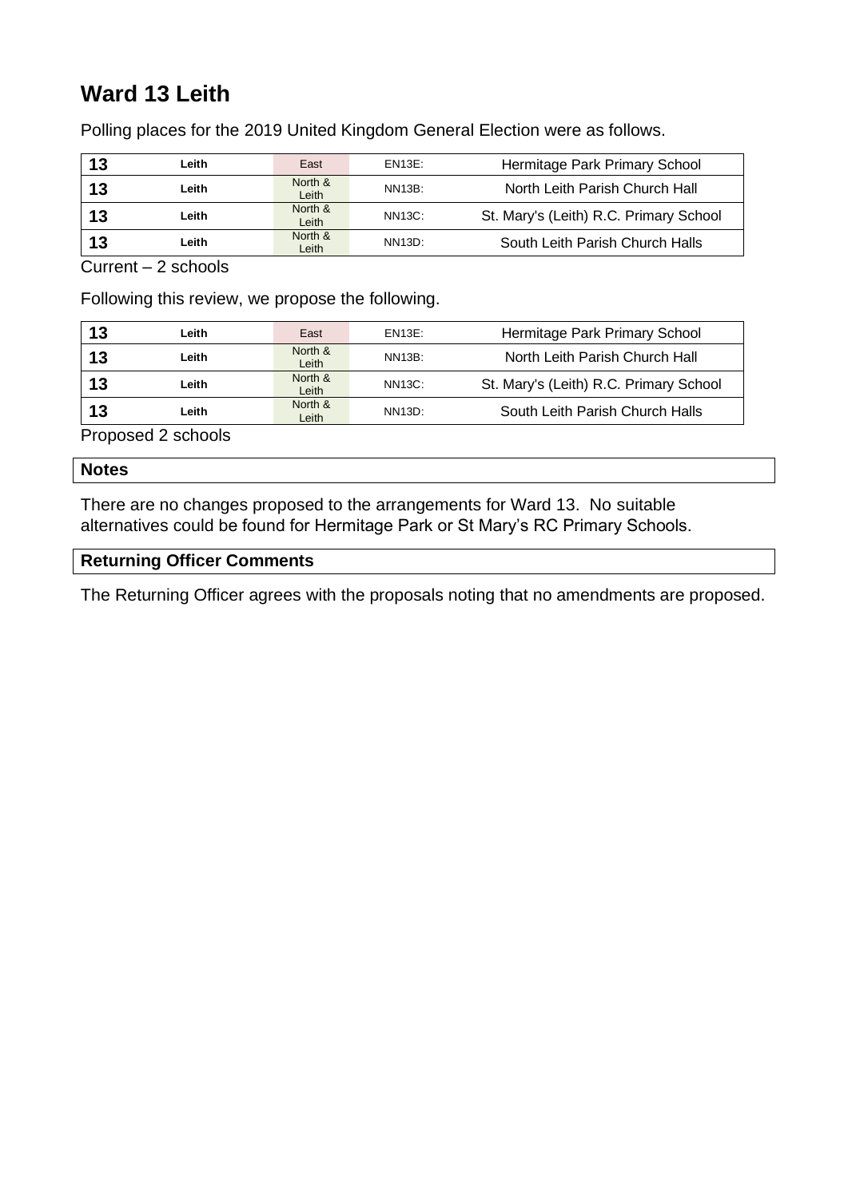## Ward 13 Leith

Polling places for the 2019 United Kingdom General Election were as follows.

| | | | | |
|---|---|---|---|---|
| 13 | Leith | East | EN13E: | Hermitage Park Primary School |
| 13 | Leith | North & Leith | NN13B: | North Leith Parish Church Hall |
| 13 | Leith | North & Leith | NN13C: | St. Mary's (Leith) R.C. Primary School |
| 13 | Leith | North & Leith | NN13D: | South Leith Parish Church Halls |

Current – 2 schools

Following this review, we propose the following.

| | | | | |
|---|---|---|---|---|
| 13 | Leith | East | EN13E: | Hermitage Park Primary School |
| 13 | Leith | North & Leith | NN13B: | North Leith Parish Church Hall |
| 13 | Leith | North & Leith | NN13C: | St. Mary's (Leith) R.C. Primary School |
| 13 | Leith | North & Leith | NN13D: | South Leith Parish Church Halls |

Proposed 2 schools

**Notes**

There are no changes proposed to the arrangements for Ward 13. No suitable alternatives could be found for Hermitage Park or St Mary's RC Primary Schools.

**Returning Officer Comments**

The Returning Officer agrees with the proposals noting that no amendments are proposed.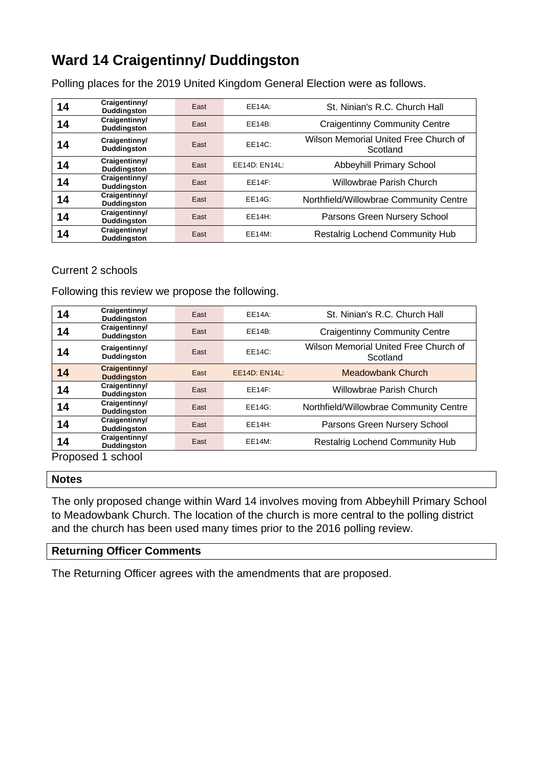## Ward 14 Craigentinny/ Duddingston

Polling places for the 2019 United Kingdom General Election were as follows.

| | | | | |
|---|---|---|---|---|
| 14 | Craigentinny/ Duddingston | East | EE14A: | St. Ninian's R.C. Church Hall |
| 14 | Craigentinny/ Duddingston | East | EE14B: | Craigentinny Community Centre |
| 14 | Craigentinny/ Duddingston | East | EE14C: | Wilson Memorial United Free Church of Scotland |
| 14 | Craigentinny/ Duddingston | East | EE14D: EN14L: | Abbeyhill Primary School |
| 14 | Craigentinny/ Duddingston | East | EE14F: | Willowbrae Parish Church |
| 14 | Craigentinny/ Duddingston | East | EE14G: | Northfield/Willowbrae Community Centre |
| 14 | Craigentinny/ Duddingston | East | EE14H: | Parsons Green Nursery School |
| 14 | Craigentinny/ Duddingston | East | EE14M: | Restalrig Lochend Community Hub |

Current 2 schools

Following this review we propose the following.

| | | | | |
|---|---|---|---|---|
| 14 | Craigentinny/ Duddingston | East | EE14A: | St. Ninian's R.C. Church Hall |
| 14 | Craigentinny/ Duddingston | East | EE14B: | Craigentinny Community Centre |
| 14 | Craigentinny/ Duddingston | East | EE14C: | Wilson Memorial United Free Church of Scotland |
| 14 | Craigentinny/ Duddingston | East | EE14D: EN14L: | Meadowbank Church |
| 14 | Craigentinny/ Duddingston | East | EE14F: | Willowbrae Parish Church |
| 14 | Craigentinny/ Duddingston | East | EE14G: | Northfield/Willowbrae Community Centre |
| 14 | Craigentinny/ Duddingston | East | EE14H: | Parsons Green Nursery School |
| 14 | Craigentinny/ Duddingston | East | EE14M: | Restalrig Lochend Community Hub |

Proposed 1 school

**Notes**

The only proposed change within Ward 14 involves moving from Abbeyhill Primary School to Meadowbank Church. The location of the church is more central to the polling district and the church has been used many times prior to the 2016 polling review.

**Returning Officer Comments**

The Returning Officer agrees with the amendments that are proposed.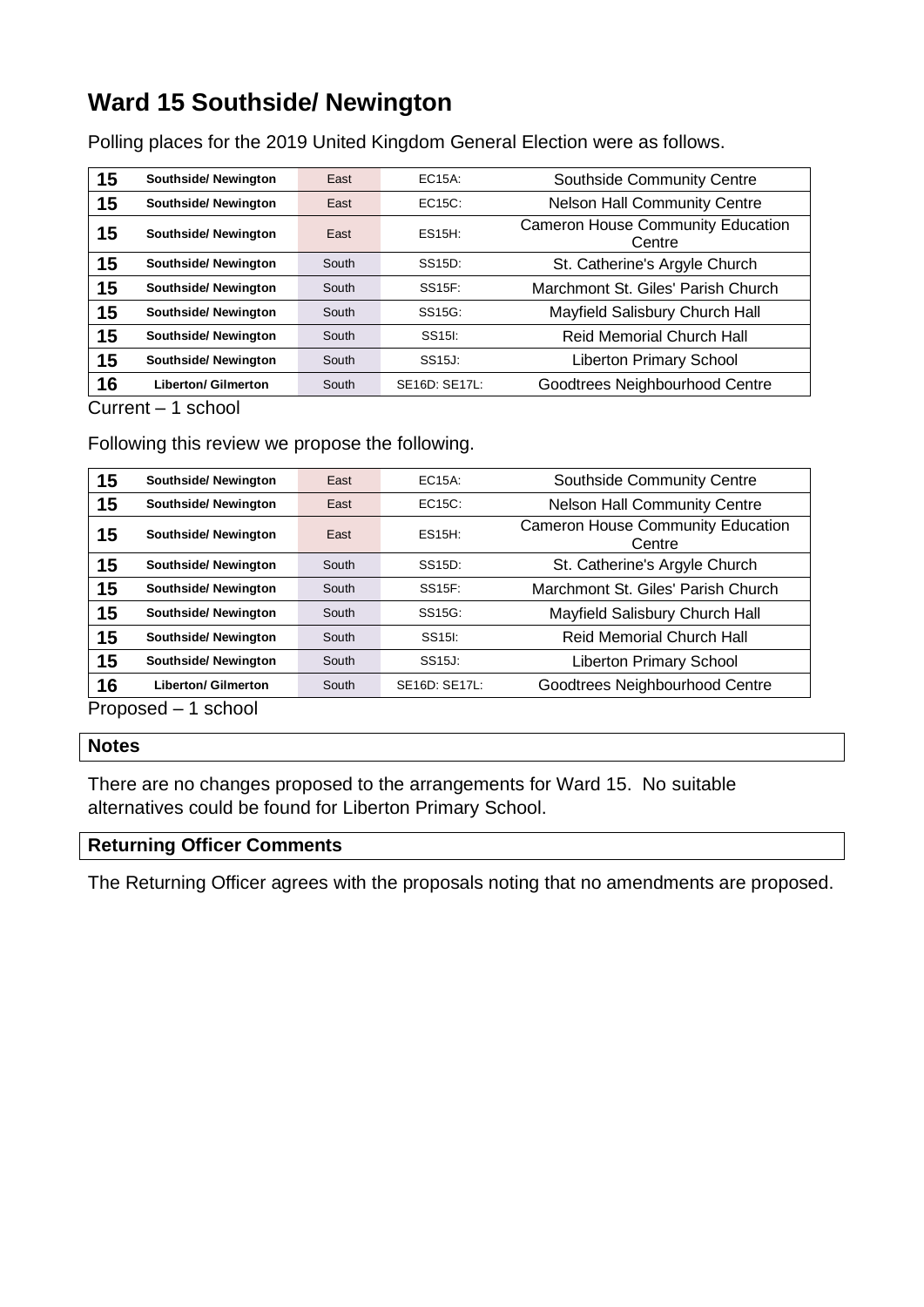# Ward 15 Southside/ Newington

Polling places for the 2019 United Kingdom General Election were as follows.

| | | | | |
|---|---|---|---|---|
| **15** | **Southside/ Newington** | East | EC15A: | Southside Community Centre |
| **15** | **Southside/ Newington** | East | EC15C: | Nelson Hall Community Centre |
| **15** | **Southside/ Newington** | East | ES15H: | Cameron House Community Education Centre |
| **15** | **Southside/ Newington** | South | SS15D: | St. Catherine's Argyle Church |
| **15** | **Southside/ Newington** | South | SS15F: | Marchmont St. Giles' Parish Church |
| **15** | **Southside/ Newington** | South | SS15G: | Mayfield Salisbury Church Hall |
| **15** | **Southside/ Newington** | South | SS15I: | Reid Memorial Church Hall |
| **15** | **Southside/ Newington** | South | SS15J: | Liberton Primary School |
| **16** | **Liberton/ Gilmerton** | South | SE16D: SE17L: | Goodtrees Neighbourhood Centre |

Current – 1 school

Following this review we propose the following.

| | | | | |
|---|---|---|---|---|
| **15** | **Southside/ Newington** | East | EC15A: | Southside Community Centre |
| **15** | **Southside/ Newington** | East | EC15C: | Nelson Hall Community Centre |
| **15** | **Southside/ Newington** | East | ES15H: | Cameron House Community Education Centre |
| **15** | **Southside/ Newington** | South | SS15D: | St. Catherine's Argyle Church |
| **15** | **Southside/ Newington** | South | SS15F: | Marchmont St. Giles' Parish Church |
| **15** | **Southside/ Newington** | South | SS15G: | Mayfield Salisbury Church Hall |
| **15** | **Southside/ Newington** | South | SS15I: | Reid Memorial Church Hall |
| **15** | **Southside/ Newington** | South | SS15J: | Liberton Primary School |
| **16** | **Liberton/ Gilmerton** | South | SE16D: SE17L: | Goodtrees Neighbourhood Centre |

Proposed – 1 school

**Notes**

There are no changes proposed to the arrangements for Ward 15. No suitable alternatives could be found for Liberton Primary School.

**Returning Officer Comments**

The Returning Officer agrees with the proposals noting that no amendments are proposed.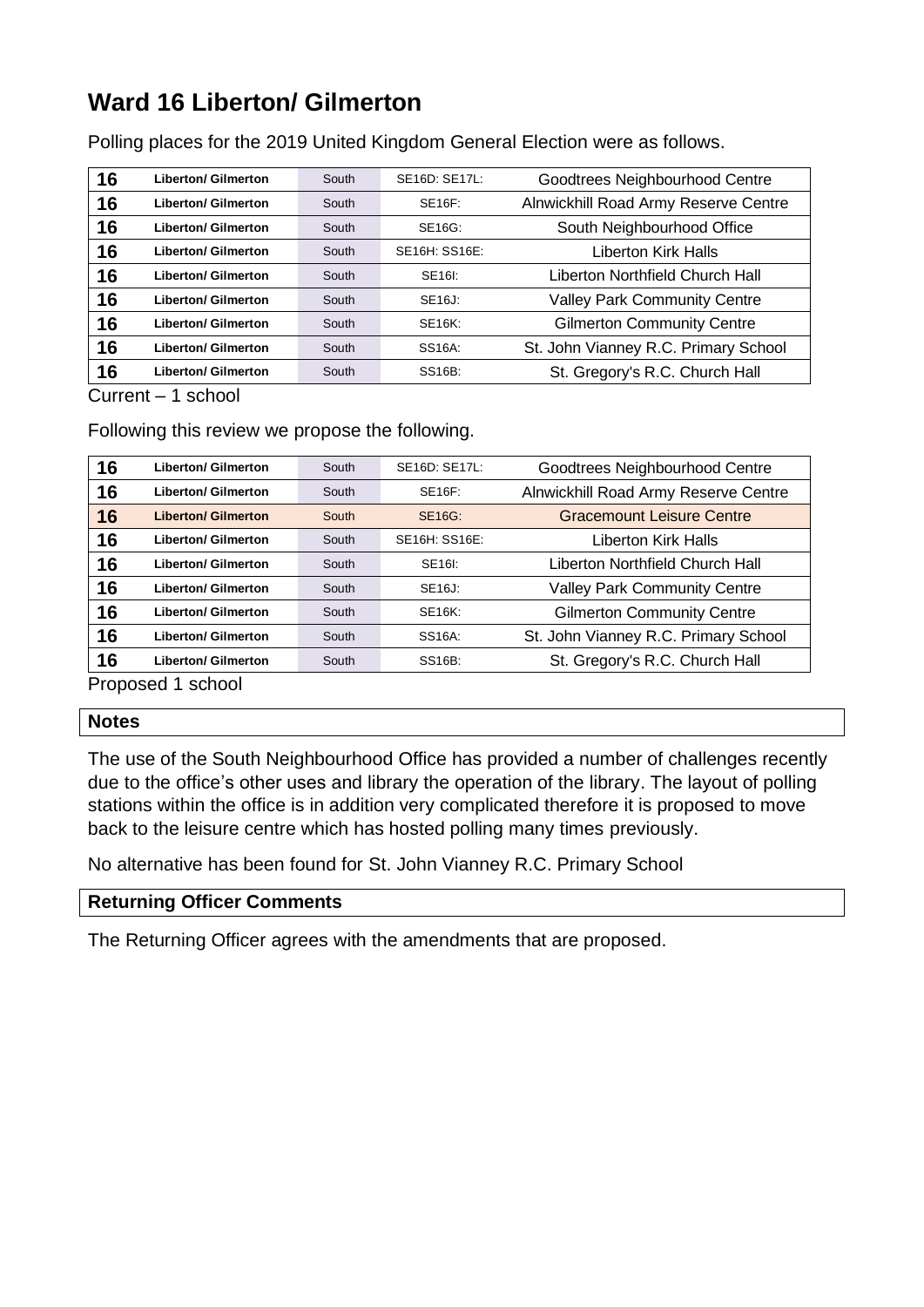# Ward 16 Liberton/ Gilmerton

Polling places for the 2019 United Kingdom General Election were as follows.

| | | | | |
|---|---|---|---|---|
| 16 | Liberton/ Gilmerton | South | SE16D: SE17L: | Goodtrees Neighbourhood Centre |
| 16 | Liberton/ Gilmerton | South | SE16F: | Alnwickhill Road Army Reserve Centre |
| 16 | Liberton/ Gilmerton | South | SE16G: | South Neighbourhood Office |
| 16 | Liberton/ Gilmerton | South | SE16H: SS16E: | Liberton Kirk Halls |
| 16 | Liberton/ Gilmerton | South | SE16I: | Liberton Northfield Church Hall |
| 16 | Liberton/ Gilmerton | South | SE16J: | Valley Park Community Centre |
| 16 | Liberton/ Gilmerton | South | SE16K: | Gilmerton Community Centre |
| 16 | Liberton/ Gilmerton | South | SS16A: | St. John Vianney R.C. Primary School |
| 16 | Liberton/ Gilmerton | South | SS16B: | St. Gregory's R.C. Church Hall |

Current – 1 school

Following this review we propose the following.

| | | | | |
|---|---|---|---|---|
| 16 | Liberton/ Gilmerton | South | SE16D: SE17L: | Goodtrees Neighbourhood Centre |
| 16 | Liberton/ Gilmerton | South | SE16F: | Alnwickhill Road Army Reserve Centre |
| 16 | Liberton/ Gilmerton | South | SE16G: | Gracemount Leisure Centre |
| 16 | Liberton/ Gilmerton | South | SE16H: SS16E: | Liberton Kirk Halls |
| 16 | Liberton/ Gilmerton | South | SE16I: | Liberton Northfield Church Hall |
| 16 | Liberton/ Gilmerton | South | SE16J: | Valley Park Community Centre |
| 16 | Liberton/ Gilmerton | South | SE16K: | Gilmerton Community Centre |
| 16 | Liberton/ Gilmerton | South | SS16A: | St. John Vianney R.C. Primary School |
| 16 | Liberton/ Gilmerton | South | SS16B: | St. Gregory's R.C. Church Hall |

Proposed 1 school

**Notes**

The use of the South Neighbourhood Office has provided a number of challenges recently due to the office's other uses and library the operation of the library. The layout of polling stations within the office is in addition very complicated therefore it is proposed to move back to the leisure centre which has hosted polling many times previously.

No alternative has been found for St. John Vianney R.C. Primary School

**Returning Officer Comments**

The Returning Officer agrees with the amendments that are proposed.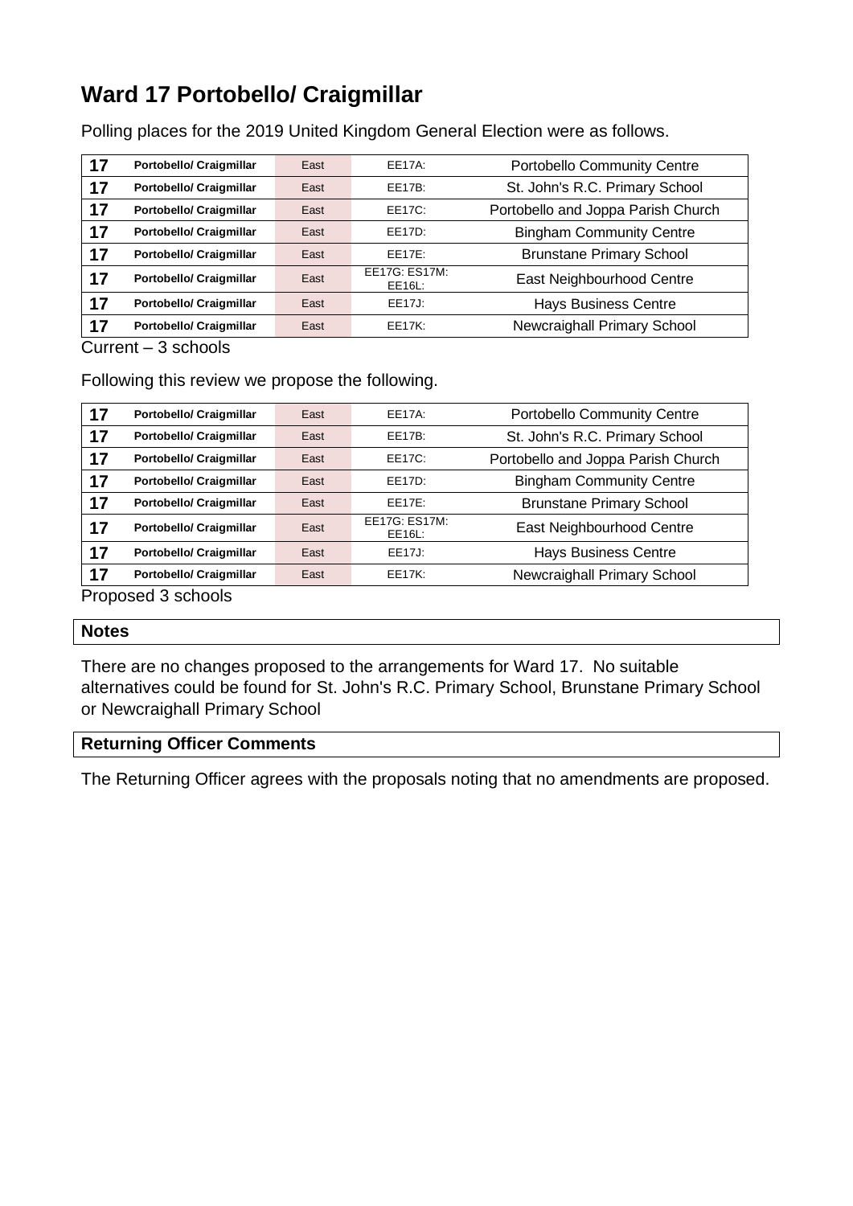# Ward 17 Portobello/ Craigmillar

Polling places for the 2019 United Kingdom General Election were as follows.

| | | | | |
|---|---|---|---|---|
| 17 | Portobello/ Craigmillar | East | EE17A: | Portobello Community Centre |
| 17 | Portobello/ Craigmillar | East | EE17B: | St. John's R.C. Primary School |
| 17 | Portobello/ Craigmillar | East | EE17C: | Portobello and Joppa Parish Church |
| 17 | Portobello/ Craigmillar | East | EE17D: | Bingham Community Centre |
| 17 | Portobello/ Craigmillar | East | EE17E: | Brunstane Primary School |
| 17 | Portobello/ Craigmillar | East | EE17G: ES17M: EE16L: | East Neighbourhood Centre |
| 17 | Portobello/ Craigmillar | East | EE17J: | Hays Business Centre |
| 17 | Portobello/ Craigmillar | East | EE17K: | Newcraighall Primary School |

Current – 3 schools

Following this review we propose the following.

| | | | | |
|---|---|---|---|---|
| 17 | Portobello/ Craigmillar | East | EE17A: | Portobello Community Centre |
| 17 | Portobello/ Craigmillar | East | EE17B: | St. John's R.C. Primary School |
| 17 | Portobello/ Craigmillar | East | EE17C: | Portobello and Joppa Parish Church |
| 17 | Portobello/ Craigmillar | East | EE17D: | Bingham Community Centre |
| 17 | Portobello/ Craigmillar | East | EE17E: | Brunstane Primary School |
| 17 | Portobello/ Craigmillar | East | EE17G: ES17M: EE16L: | East Neighbourhood Centre |
| 17 | Portobello/ Craigmillar | East | EE17J: | Hays Business Centre |
| 17 | Portobello/ Craigmillar | East | EE17K: | Newcraighall Primary School |

Proposed 3 schools

**Notes**

There are no changes proposed to the arrangements for Ward 17. No suitable alternatives could be found for St. John's R.C. Primary School, Brunstane Primary School or Newcraighall Primary School

**Returning Officer Comments**

The Returning Officer agrees with the proposals noting that no amendments are proposed.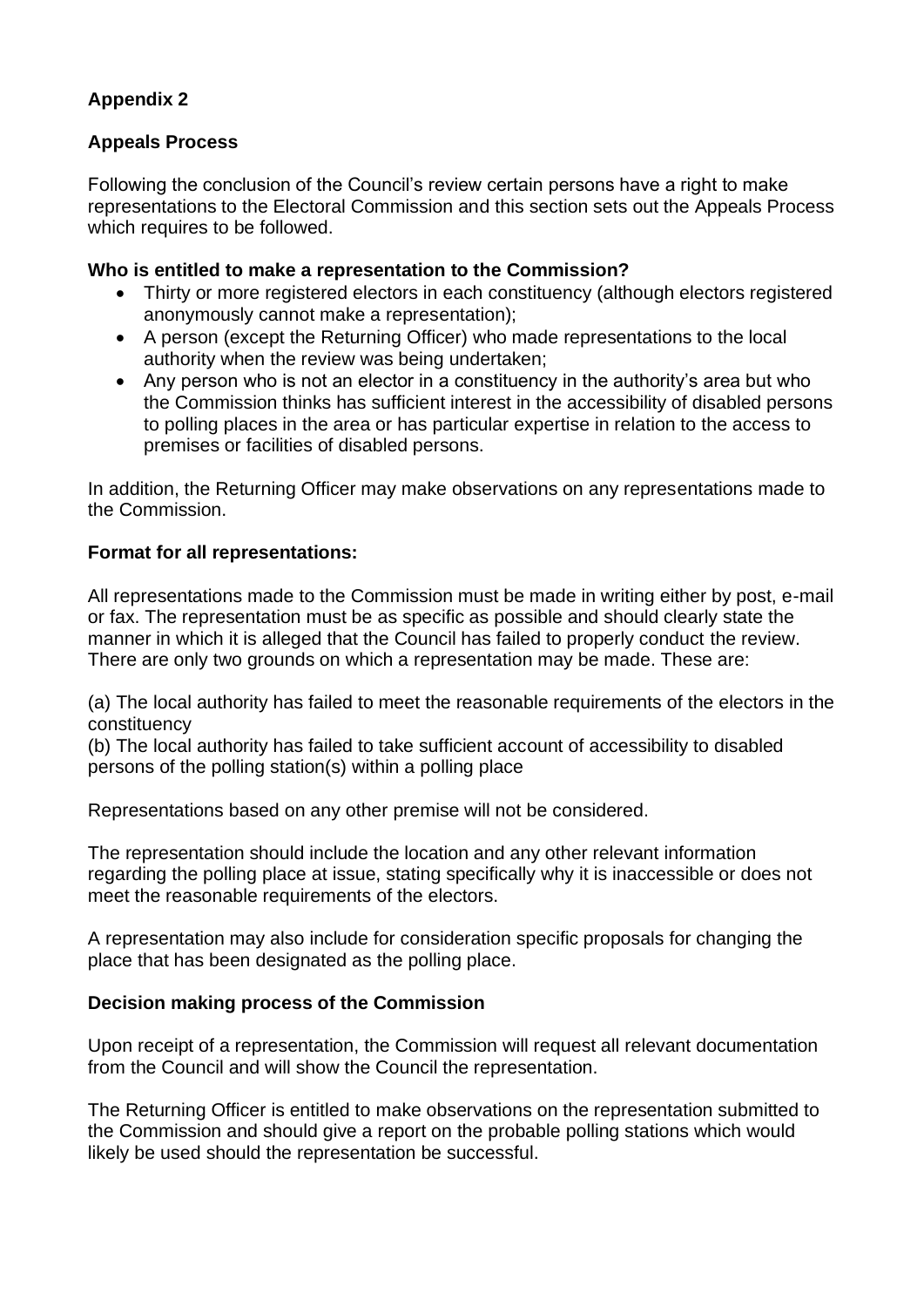**Appendix 2**

**Appeals Process**

Following the conclusion of the Council's review certain persons have a right to make representations to the Electoral Commission and this section sets out the Appeals Process which requires to be followed.

**Who is entitled to make a representation to the Commission?**

- Thirty or more registered electors in each constituency (although electors registered anonymously cannot make a representation);
- A person (except the Returning Officer) who made representations to the local authority when the review was being undertaken;
- Any person who is not an elector in a constituency in the authority's area but who the Commission thinks has sufficient interest in the accessibility of disabled persons to polling places in the area or has particular expertise in relation to the access to premises or facilities of disabled persons.

In addition, the Returning Officer may make observations on any representations made to the Commission.

**Format for all representations:**

All representations made to the Commission must be made in writing either by post, e-mail or fax. The representation must be as specific as possible and should clearly state the manner in which it is alleged that the Council has failed to properly conduct the review. There are only two grounds on which a representation may be made. These are:

(a) The local authority has failed to meet the reasonable requirements of the electors in the constituency
(b) The local authority has failed to take sufficient account of accessibility to disabled persons of the polling station(s) within a polling place

Representations based on any other premise will not be considered.

The representation should include the location and any other relevant information regarding the polling place at issue, stating specifically why it is inaccessible or does not meet the reasonable requirements of the electors.

A representation may also include for consideration specific proposals for changing the place that has been designated as the polling place.

**Decision making process of the Commission**

Upon receipt of a representation, the Commission will request all relevant documentation from the Council and will show the Council the representation.

The Returning Officer is entitled to make observations on the representation submitted to the Commission and should give a report on the probable polling stations which would likely be used should the representation be successful.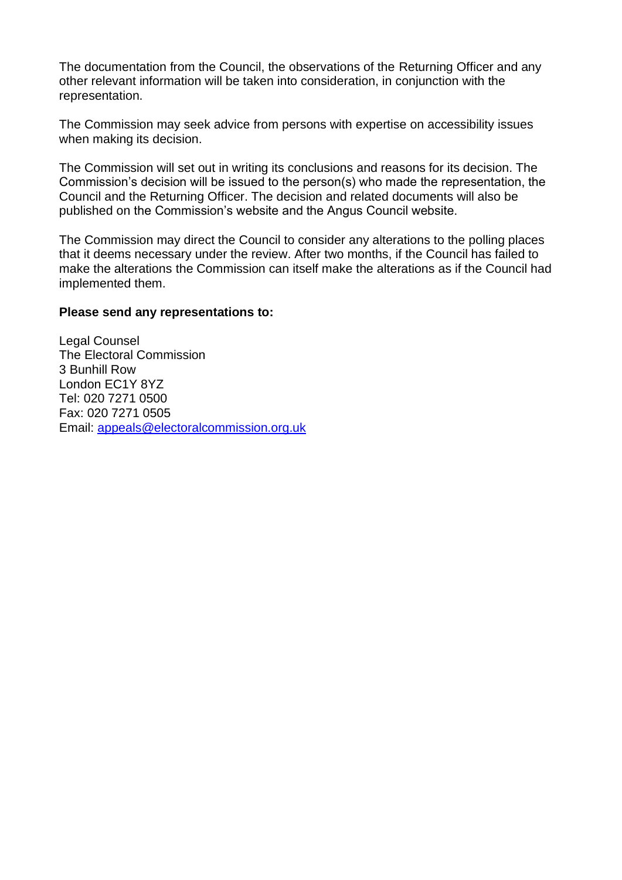The documentation from the Council, the observations of the Returning Officer and any other relevant information will be taken into consideration, in conjunction with the representation.

The Commission may seek advice from persons with expertise on accessibility issues when making its decision.

The Commission will set out in writing its conclusions and reasons for its decision. The Commission's decision will be issued to the person(s) who made the representation, the Council and the Returning Officer. The decision and related documents will also be published on the Commission's website and the Angus Council website.

The Commission may direct the Council to consider any alterations to the polling places that it deems necessary under the review. After two months, if the Council has failed to make the alterations the Commission can itself make the alterations as if the Council had implemented them.

**Please send any representations to:**

Legal Counsel
The Electoral Commission
3 Bunhill Row
London EC1Y 8YZ
Tel: 020 7271 0500
Fax: 020 7271 0505
Email: [appeals@electoralcommission.org.uk](mailto:appeals@electoralcommission.org.uk)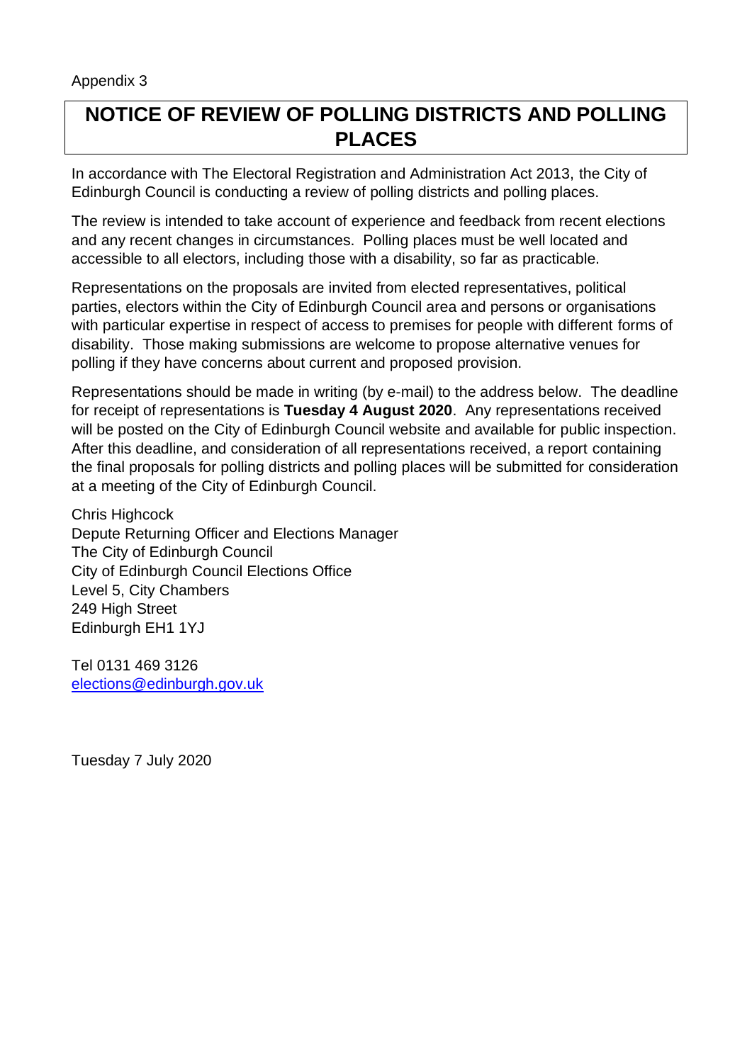Appendix 3

# NOTICE OF REVIEW OF POLLING DISTRICTS AND POLLING PLACES

In accordance with The Electoral Registration and Administration Act 2013, the City of Edinburgh Council is conducting a review of polling districts and polling places.

The review is intended to take account of experience and feedback from recent elections and any recent changes in circumstances. Polling places must be well located and accessible to all electors, including those with a disability, so far as practicable.

Representations on the proposals are invited from elected representatives, political parties, electors within the City of Edinburgh Council area and persons or organisations with particular expertise in respect of access to premises for people with different forms of disability. Those making submissions are welcome to propose alternative venues for polling if they have concerns about current and proposed provision.

Representations should be made in writing (by e-mail) to the address below. The deadline for receipt of representations is **Tuesday 4 August 2020**. Any representations received will be posted on the City of Edinburgh Council website and available for public inspection. After this deadline, and consideration of all representations received, a report containing the final proposals for polling districts and polling places will be submitted for consideration at a meeting of the City of Edinburgh Council.

Chris Highcock
Depute Returning Officer and Elections Manager
The City of Edinburgh Council
City of Edinburgh Council Elections Office
Level 5, City Chambers
249 High Street
Edinburgh EH1 1YJ

Tel 0131 469 3126
elections@edinburgh.gov.uk

Tuesday 7 July 2020